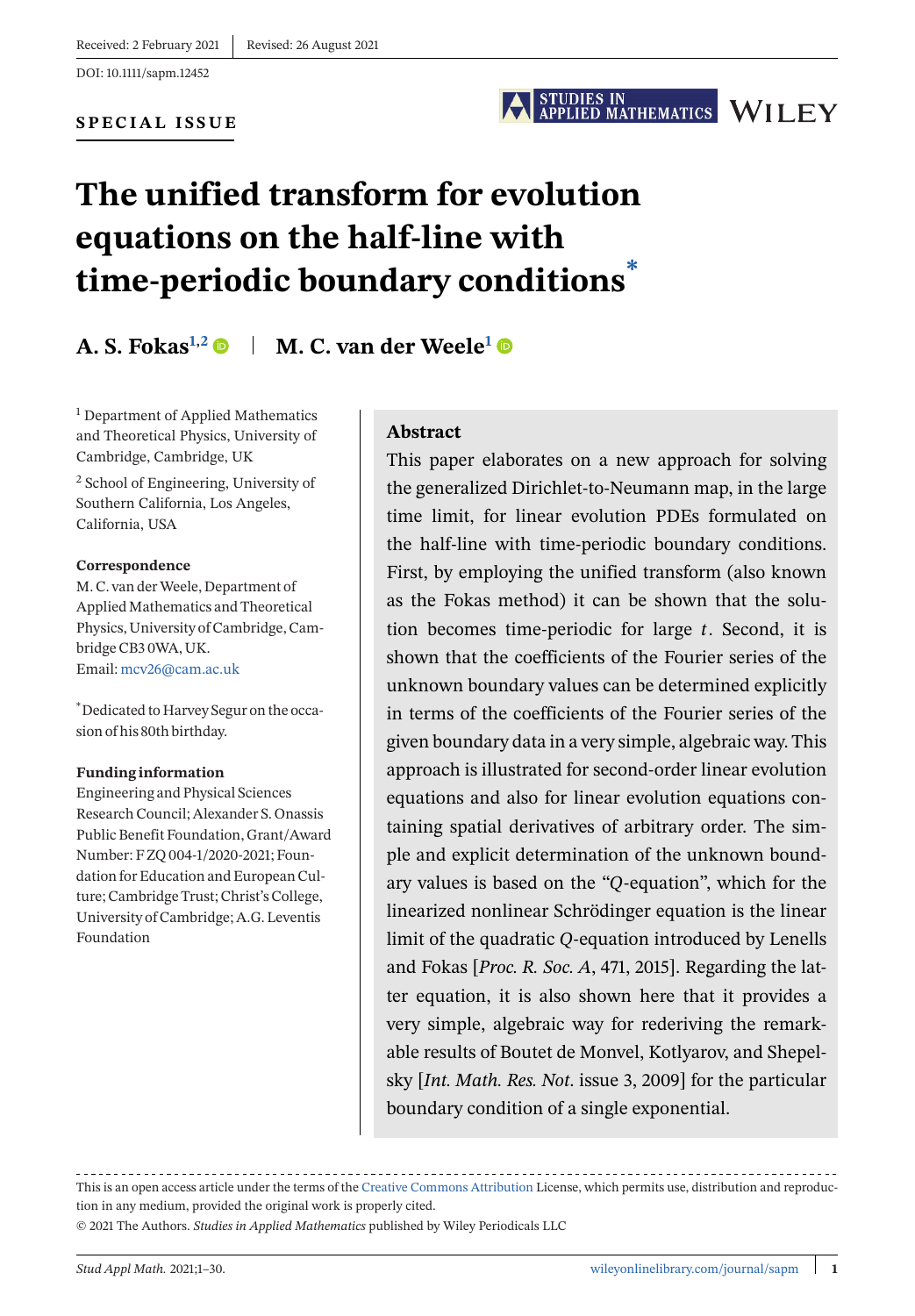Received: 2 February 2021 | Revised: 26 August 2021

DOI: 10.1111/sapm.12452

**SPECIAL ISSUE**

# The unified transform for evolution equations on the half-line with time-periodic boundary conditions*

**A. S. Fokas**[1,2] | **M. C. van der Weele**[1]

[1] Department of Applied Mathematics and Theoretical Physics, University of Cambridge, Cambridge, UK

[2] School of Engineering, University of Southern California, Los Angeles, California, USA

**Correspondence**
M. C. van der Weele, Department of Applied Mathematics and Theoretical Physics, University of Cambridge, Cambridge CB3 0WA, UK.
Email: mcv26@cam.ac.uk

*Dedicated to Harvey Segur on the occasion of his 80th birthday.

**Funding information**
Engineering and Physical Sciences Research Council; Alexander S. Onassis Public Benefit Foundation, Grant/Award Number: F ZQ 004-1/2020-2021; Foundation for Education and European Culture; Cambridge Trust; Christ's College, University of Cambridge; A.G. Leventis Foundation

## Abstract

This paper elaborates on a new approach for solving the generalized Dirichlet-to-Neumann map, in the large time limit, for linear evolution PDEs formulated on the half-line with time-periodic boundary conditions. First, by employing the unified transform (also known as the Fokas method) it can be shown that the solution becomes time-periodic for large $t$. Second, it is shown that the coefficients of the Fourier series of the unknown boundary values can be determined explicitly in terms of the coefficients of the Fourier series of the given boundary data in a very simple, algebraic way. This approach is illustrated for second-order linear evolution equations and also for linear evolution equations containing spatial derivatives of arbitrary order. The simple and explicit determination of the unknown boundary values is based on the "$Q$-equation", which for the linearized nonlinear Schrödinger equation is the linear limit of the quadratic $Q$-equation introduced by Lenells and Fokas [*Proc. R. Soc. A*, 471, 2015]. Regarding the latter equation, it is also shown here that it provides a very simple, algebraic way for rederiving the remarkable results of Boutet de Monvel, Kotlyarov, and Shepelsky [*Int. Math. Res. Not*. issue 3, 2009] for the particular boundary condition of a single exponential.

This is an open access article under the terms of the Creative Commons Attribution License, which permits use, distribution and reproduction in any medium, provided the original work is properly cited.

© 2021 The Authors. *Studies in Applied Mathematics* published by Wiley Periodicals LLC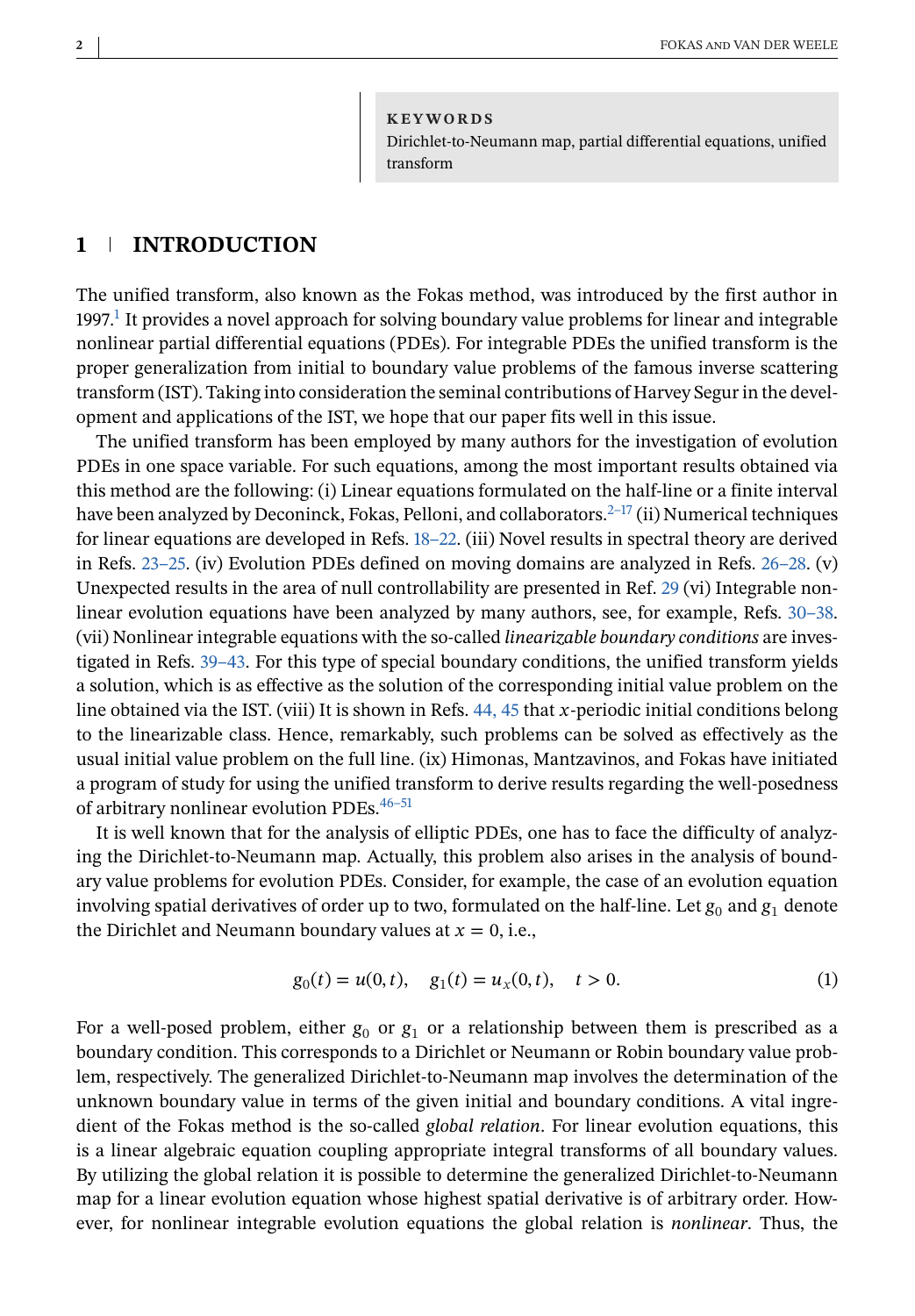**KEYWORDS**

Dirichlet-to-Neumann map, partial differential equations, unified transform

## 1 INTRODUCTION

The unified transform, also known as the Fokas method, was introduced by the first author in 1997.[1] It provides a novel approach for solving boundary value problems for linear and integrable nonlinear partial differential equations (PDEs). For integrable PDEs the unified transform is the proper generalization from initial to boundary value problems of the famous inverse scattering transform (IST). Taking into consideration the seminal contributions of Harvey Segur in the development and applications of the IST, we hope that our paper fits well in this issue.

The unified transform has been employed by many authors for the investigation of evolution PDEs in one space variable. For such equations, among the most important results obtained via this method are the following: (i) Linear equations formulated on the half-line or a finite interval have been analyzed by Deconinck, Fokas, Pelloni, and collaborators.[2–17] (ii) Numerical techniques for linear equations are developed in Refs. 18–22. (iii) Novel results in spectral theory are derived in Refs. 23–25. (iv) Evolution PDEs defined on moving domains are analyzed in Refs. 26–28. (v) Unexpected results in the area of null controllability are presented in Ref. 29 (vi) Integrable nonlinear evolution equations have been analyzed by many authors, see, for example, Refs. 30–38. (vii) Nonlinear integrable equations with the so-called *linearizable boundary conditions* are investigated in Refs. 39–43. For this type of special boundary conditions, the unified transform yields a solution, which is as effective as the solution of the corresponding initial value problem on the line obtained via the IST. (viii) It is shown in Refs. 44, 45 that $x$-periodic initial conditions belong to the linearizable class. Hence, remarkably, such problems can be solved as effectively as the usual initial value problem on the full line. (ix) Himonas, Mantzavinos, and Fokas have initiated a program of study for using the unified transform to derive results regarding the well-posedness of arbitrary nonlinear evolution PDEs.[46–51]

It is well known that for the analysis of elliptic PDEs, one has to face the difficulty of analyzing the Dirichlet-to-Neumann map. Actually, this problem also arises in the analysis of boundary value problems for evolution PDEs. Consider, for example, the case of an evolution equation involving spatial derivatives of order up to two, formulated on the half-line. Let $g_0$ and $g_1$ denote the Dirichlet and Neumann boundary values at $x = 0$, i.e.,

$$g_0(t) = u(0, t), \quad g_1(t) = u_x(0, t), \quad t > 0. \tag{1}$$

For a well-posed problem, either $g_0$ or $g_1$ or a relationship between them is prescribed as a boundary condition. This corresponds to a Dirichlet or Neumann or Robin boundary value problem, respectively. The generalized Dirichlet-to-Neumann map involves the determination of the unknown boundary value in terms of the given initial and boundary conditions. A vital ingredient of the Fokas method is the so-called *global relation*. For linear evolution equations, this is a linear algebraic equation coupling appropriate integral transforms of all boundary values. By utilizing the global relation it is possible to determine the generalized Dirichlet-to-Neumann map for a linear evolution equation whose highest spatial derivative is of arbitrary order. However, for nonlinear integrable evolution equations the global relation is *nonlinear*. Thus, the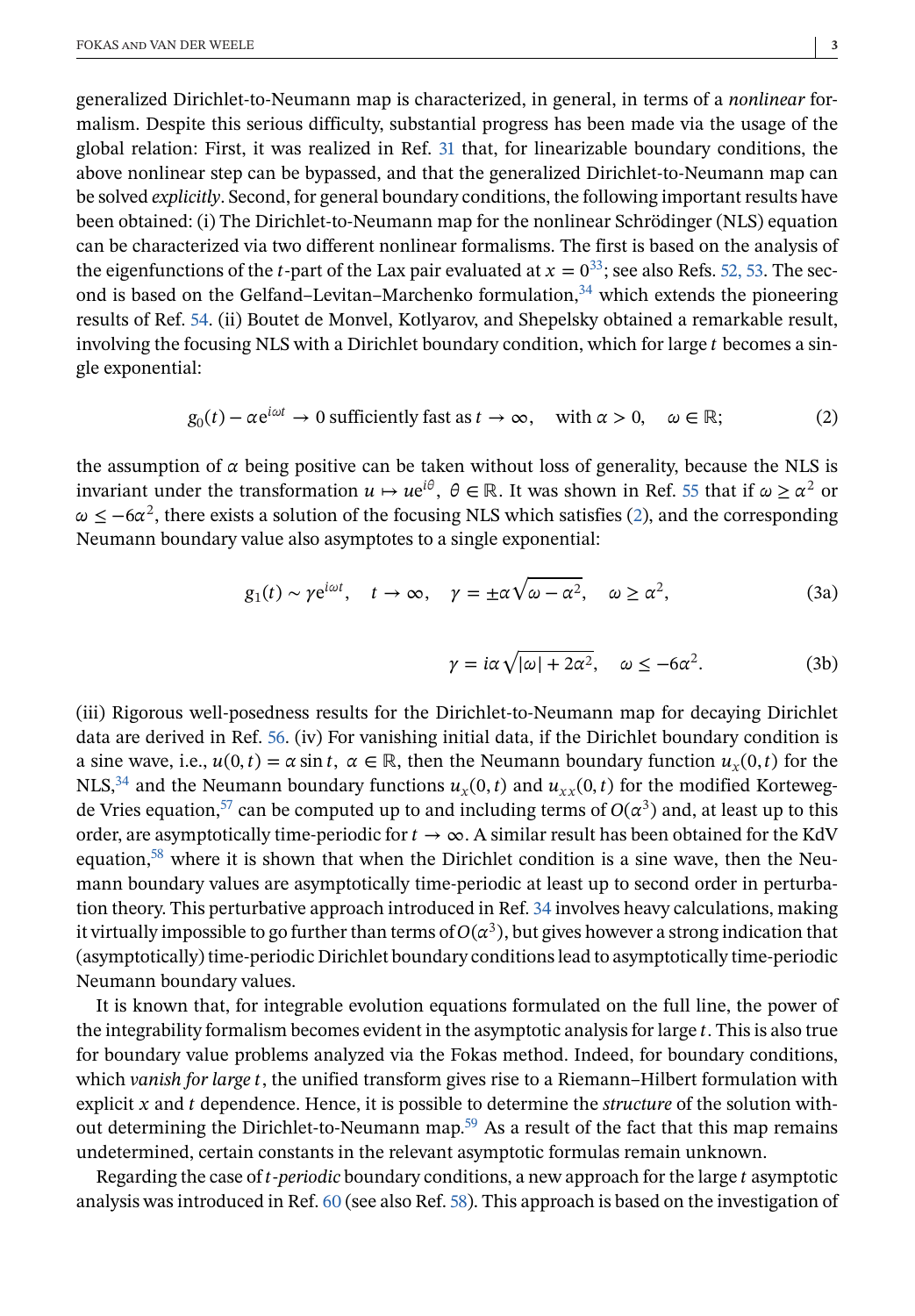generalized Dirichlet-to-Neumann map is characterized, in general, in terms of a *nonlinear* formalism. Despite this serious difficulty, substantial progress has been made via the usage of the global relation: First, it was realized in Ref. 31 that, for linearizable boundary conditions, the above nonlinear step can be bypassed, and that the generalized Dirichlet-to-Neumann map can be solved *explicitly*. Second, for general boundary conditions, the following important results have been obtained: (i) The Dirichlet-to-Neumann map for the nonlinear Schrödinger (NLS) equation can be characterized via two different nonlinear formalisms. The first is based on the analysis of the eigenfunctions of the $t$-part of the Lax pair evaluated at $x = 0$[33]; see also Refs. 52, 53. The second is based on the Gelfand–Levitan–Marchenko formulation,[34] which extends the pioneering results of Ref. 54. (ii) Boutet de Monvel, Kotlyarov, and Shepelsky obtained a remarkable result, involving the focusing NLS with a Dirichlet boundary condition, which for large $t$ becomes a single exponential:

$$g_0(t) - \alpha e^{i\omega t} \to 0 \text{ sufficiently fast as } t \to \infty, \quad \text{with } \alpha > 0, \quad \omega \in \mathbb{R}; \tag{2}$$

the assumption of $\alpha$ being positive can be taken without loss of generality, because the NLS is invariant under the transformation $u \mapsto ue^{i\theta}$, $\theta \in \mathbb{R}$. It was shown in Ref. 55 that if $\omega \geq \alpha^2$ or $\omega \leq -6\alpha^2$, there exists a solution of the focusing NLS which satisfies (2), and the corresponding Neumann boundary value also asymptotes to a single exponential:

$$g_1(t) \sim \gamma e^{i\omega t}, \quad t \to \infty, \quad \gamma = \pm\alpha\sqrt{\omega - \alpha^2}, \quad \omega \geq \alpha^2, \tag{3a}$$

$$\gamma = i\alpha\sqrt{|\omega| + 2\alpha^2}, \quad \omega \leq -6\alpha^2. \tag{3b}$$

(iii) Rigorous well-posedness results for the Dirichlet-to-Neumann map for decaying Dirichlet data are derived in Ref. 56. (iv) For vanishing initial data, if the Dirichlet boundary condition is a sine wave, i.e., $u(0,t) = \alpha \sin t$, $\alpha \in \mathbb{R}$, then the Neumann boundary function $u_x(0,t)$ for the NLS,[34] and the Neumann boundary functions $u_x(0,t)$ and $u_{xx}(0,t)$ for the modified Korteweg-de Vries equation,[57] can be computed up to and including terms of $O(\alpha^3)$ and, at least up to this order, are asymptotically time-periodic for $t \to \infty$. A similar result has been obtained for the KdV equation,[58] where it is shown that when the Dirichlet condition is a sine wave, then the Neumann boundary values are asymptotically time-periodic at least up to second order in perturbation theory. This perturbative approach introduced in Ref. 34 involves heavy calculations, making it virtually impossible to go further than terms of $O(\alpha^3)$, but gives however a strong indication that (asymptotically) time-periodic Dirichlet boundary conditions lead to asymptotically time-periodic Neumann boundary values.

It is known that, for integrable evolution equations formulated on the full line, the power of the integrability formalism becomes evident in the asymptotic analysis for large $t$. This is also true for boundary value problems analyzed via the Fokas method. Indeed, for boundary conditions, which *vanish for large* $t$, the unified transform gives rise to a Riemann–Hilbert formulation with explicit $x$ and $t$ dependence. Hence, it is possible to determine the *structure* of the solution without determining the Dirichlet-to-Neumann map.[59] As a result of the fact that this map remains undetermined, certain constants in the relevant asymptotic formulas remain unknown.

Regarding the case of $t$-*periodic* boundary conditions, a new approach for the large $t$ asymptotic analysis was introduced in Ref. 60 (see also Ref. 58). This approach is based on the investigation of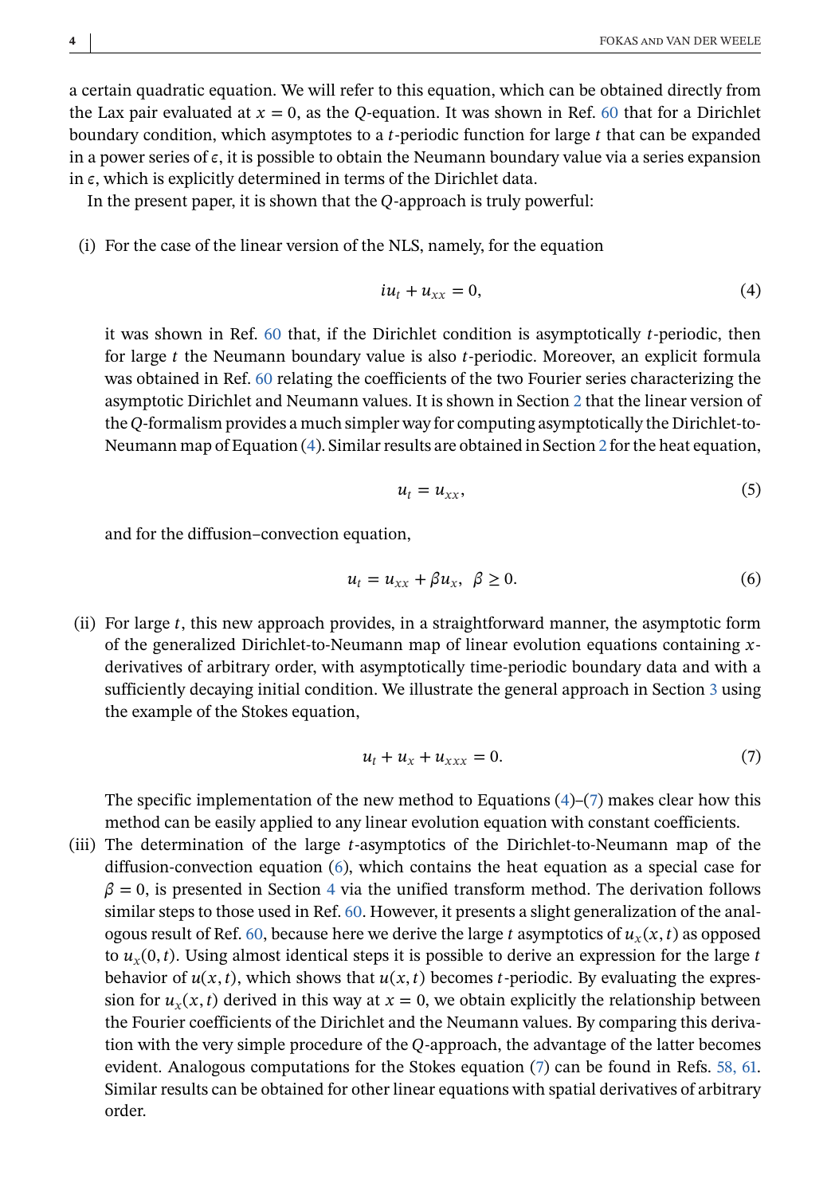a certain quadratic equation. We will refer to this equation, which can be obtained directly from the Lax pair evaluated at $x = 0$, as the $Q$-equation. It was shown in Ref. 60 that for a Dirichlet boundary condition, which asymptotes to a $t$-periodic function for large $t$ that can be expanded in a power series of $\epsilon$, it is possible to obtain the Neumann boundary value via a series expansion in $\epsilon$, which is explicitly determined in terms of the Dirichlet data.

In the present paper, it is shown that the $Q$-approach is truly powerful:

(i) For the case of the linear version of the NLS, namely, for the equation

$$iu_t + u_{xx} = 0, \tag{4}$$

it was shown in Ref. 60 that, if the Dirichlet condition is asymptotically $t$-periodic, then for large $t$ the Neumann boundary value is also $t$-periodic. Moreover, an explicit formula was obtained in Ref. 60 relating the coefficients of the two Fourier series characterizing the asymptotic Dirichlet and Neumann values. It is shown in Section 2 that the linear version of the $Q$-formalism provides a much simpler way for computing asymptotically the Dirichlet-to-Neumann map of Equation (4). Similar results are obtained in Section 2 for the heat equation,

$$u_t = u_{xx}, \tag{5}$$

and for the diffusion–convection equation,

$$u_t = u_{xx} + \beta u_x, \;\; \beta \geq 0. \tag{6}$$

(ii) For large $t$, this new approach provides, in a straightforward manner, the asymptotic form of the generalized Dirichlet-to-Neumann map of linear evolution equations containing $x$-derivatives of arbitrary order, with asymptotically time-periodic boundary data and with a sufficiently decaying initial condition. We illustrate the general approach in Section 3 using the example of the Stokes equation,

$$u_t + u_x + u_{xxx} = 0. \tag{7}$$

The specific implementation of the new method to Equations (4)–(7) makes clear how this method can be easily applied to any linear evolution equation with constant coefficients.

(iii) The determination of the large $t$-asymptotics of the Dirichlet-to-Neumann map of the diffusion-convection equation (6), which contains the heat equation as a special case for $\beta = 0$, is presented in Section 4 via the unified transform method. The derivation follows similar steps to those used in Ref. 60. However, it presents a slight generalization of the analogous result of Ref. 60, because here we derive the large $t$ asymptotics of $u_x(x,t)$ as opposed to $u_x(0,t)$. Using almost identical steps it is possible to derive an expression for the large $t$ behavior of $u(x,t)$, which shows that $u(x,t)$ becomes $t$-periodic. By evaluating the expression for $u_x(x,t)$ derived in this way at $x = 0$, we obtain explicitly the relationship between the Fourier coefficients of the Dirichlet and the Neumann values. By comparing this derivation with the very simple procedure of the $Q$-approach, the advantage of the latter becomes evident. Analogous computations for the Stokes equation (7) can be found in Refs. 58, 61. Similar results can be obtained for other linear equations with spatial derivatives of arbitrary order.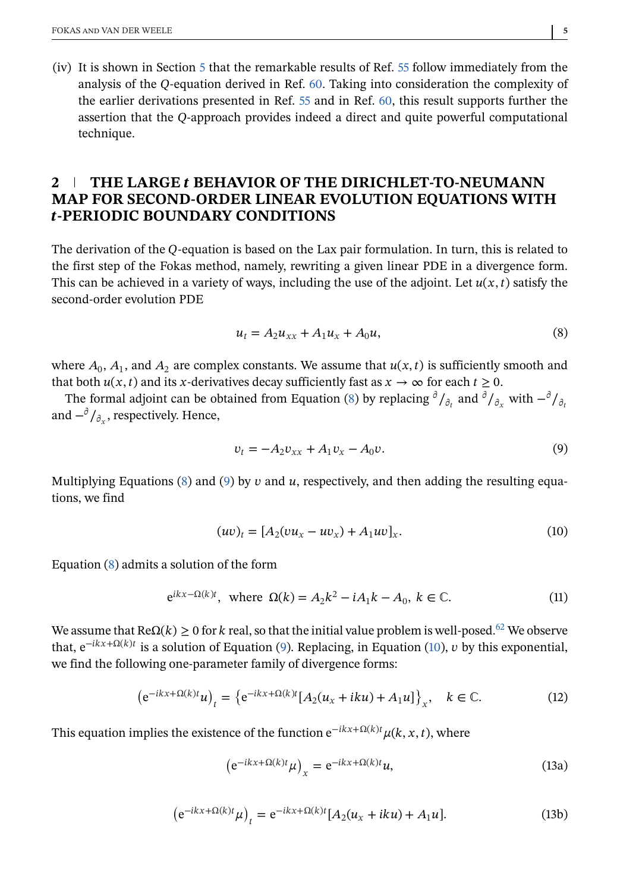(iv) It is shown in Section 5 that the remarkable results of Ref. 55 follow immediately from the analysis of the $Q$-equation derived in Ref. 60. Taking into consideration the complexity of the earlier derivations presented in Ref. 55 and in Ref. 60, this result supports further the assertion that the $Q$-approach provides indeed a direct and quite powerful computational technique.

## 2 | THE LARGE *t* BEHAVIOR OF THE DIRICHLET-TO-NEUMANN MAP FOR SECOND-ORDER LINEAR EVOLUTION EQUATIONS WITH *t*-PERIODIC BOUNDARY CONDITIONS

The derivation of the $Q$-equation is based on the Lax pair formulation. In turn, this is related to the first step of the Fokas method, namely, rewriting a given linear PDE in a divergence form. This can be achieved in a variety of ways, including the use of the adjoint. Let $u(x,t)$ satisfy the second-order evolution PDE

$$u_t = A_2 u_{xx} + A_1 u_x + A_0 u, \tag{8}$$

where $A_0$, $A_1$, and $A_2$ are complex constants. We assume that $u(x,t)$ is sufficiently smooth and that both $u(x,t)$ and its $x$-derivatives decay sufficiently fast as $x \to \infty$ for each $t \geq 0$.

The formal adjoint can be obtained from Equation (8) by replacing ${}^{\partial}/_{\partial_t}$ and ${}^{\partial}/_{\partial_x}$ with $-{}^{\partial}/_{\partial_t}$ and $-{}^{\partial}/_{\partial_x}$, respectively. Hence,

$$v_t = -A_2 v_{xx} + A_1 v_x - A_0 v. \tag{9}$$

Multiplying Equations (8) and (9) by $v$ and $u$, respectively, and then adding the resulting equations, we find

$$(uv)_t = [A_2(vu_x - uv_x) + A_1 uv]_x. \tag{10}$$

Equation (8) admits a solution of the form

$$\mathrm{e}^{ikx - \Omega(k)t}, \;\; \text{where} \;\; \Omega(k) = A_2 k^2 - iA_1 k - A_0, \; k \in \mathbb{C}. \tag{11}$$

We assume that $\mathrm{Re}\Omega(k) \geq 0$ for $k$ real, so that the initial value problem is well-posed.[62] We observe that, $\mathrm{e}^{-ikx+\Omega(k)t}$ is a solution of Equation (9). Replacing, in Equation (10), $v$ by this exponential, we find the following one-parameter family of divergence forms:

$$\left(\mathrm{e}^{-ikx+\Omega(k)t} u\right)_t = \left\{\mathrm{e}^{-ikx+\Omega(k)t}[A_2(u_x + iku) + A_1 u]\right\}_x, \quad k \in \mathbb{C}. \tag{12}$$

This equation implies the existence of the function $\mathrm{e}^{-ikx+\Omega(k)t}\mu(k,x,t)$, where

$$\left(\mathrm{e}^{-ikx+\Omega(k)t}\mu\right)_x = \mathrm{e}^{-ikx+\Omega(k)t} u, \tag{13a}$$

$$\left(\mathrm{e}^{-ikx+\Omega(k)t}\mu\right)_t = \mathrm{e}^{-ikx+\Omega(k)t}[A_2(u_x + iku) + A_1 u]. \tag{13b}$$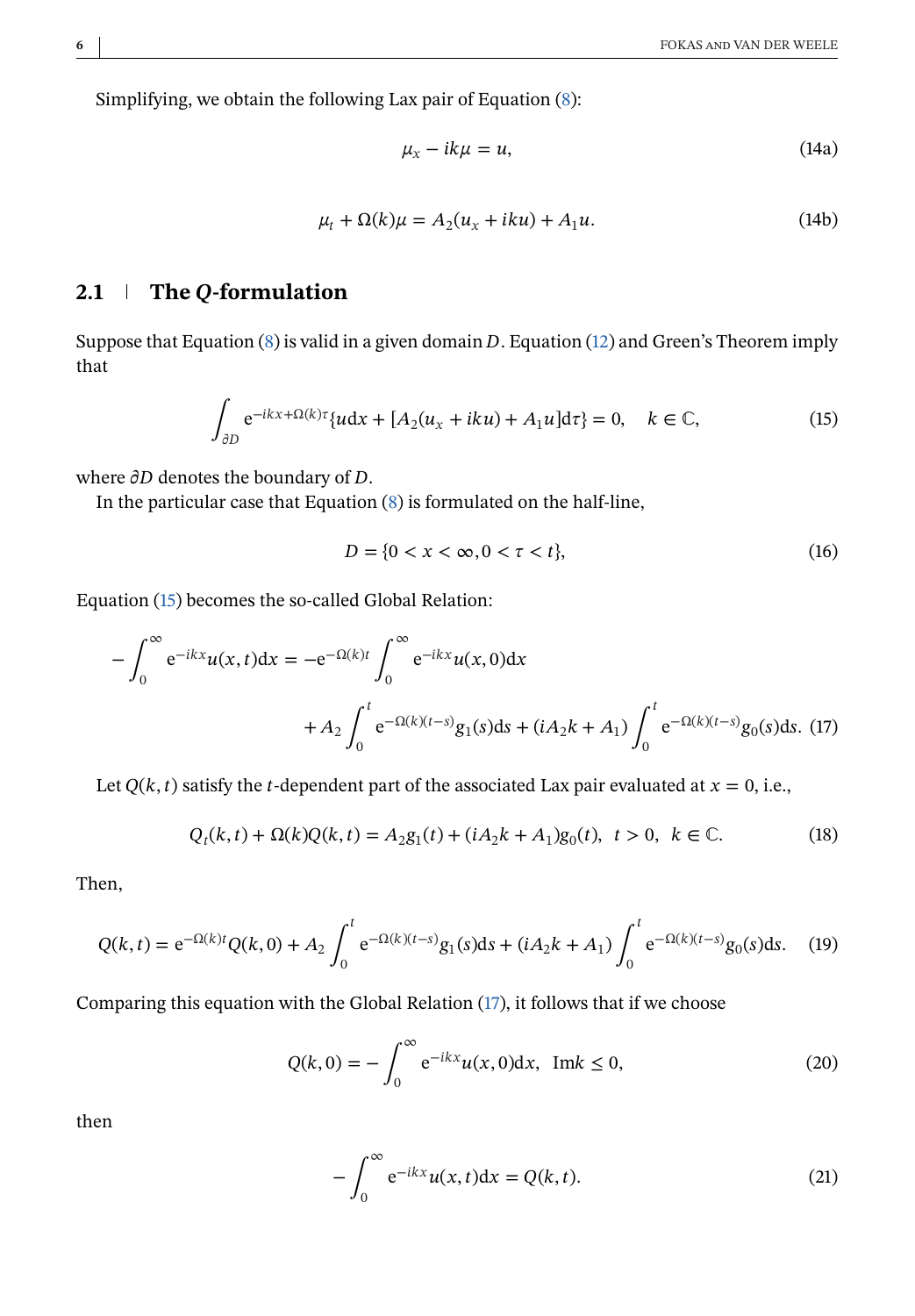Simplifying, we obtain the following Lax pair of Equation (8):

$$\mu_x - ik\mu = u, \tag{14a}$$

$$\mu_t + \Omega(k)\mu = A_2(u_x + iku) + A_1 u. \tag{14b}$$

## 2.1 The $Q$-formulation

Suppose that Equation (8) is valid in a given domain $D$. Equation (12) and Green's Theorem imply that

$$\int_{\partial D} \mathrm{e}^{-ikx+\Omega(k)\tau}\{u\mathrm{d}x + [A_2(u_x + iku) + A_1 u]\mathrm{d}\tau\} = 0, \quad k \in \mathbb{C}, \tag{15}$$

where $\partial D$ denotes the boundary of $D$.

In the particular case that Equation (8) is formulated on the half-line,

$$D = \{0 < x < \infty, 0 < \tau < t\}, \tag{16}$$

Equation (15) becomes the so-called Global Relation:

$$\begin{aligned} -\int_0^\infty \mathrm{e}^{-ikx}u(x,t)\mathrm{d}x &= -\mathrm{e}^{-\Omega(k)t}\int_0^\infty \mathrm{e}^{-ikx}u(x,0)\mathrm{d}x \\ &\quad + A_2\int_0^t \mathrm{e}^{-\Omega(k)(t-s)}g_1(s)\mathrm{d}s + (iA_2k + A_1)\int_0^t \mathrm{e}^{-\Omega(k)(t-s)}g_0(s)\mathrm{d}s. \end{aligned} \tag{17}$$

Let $Q(k,t)$ satisfy the $t$-dependent part of the associated Lax pair evaluated at $x = 0$, i.e.,

$$Q_t(k,t) + \Omega(k)Q(k,t) = A_2 g_1(t) + (iA_2k + A_1)g_0(t), \;\; t > 0, \;\; k \in \mathbb{C}. \tag{18}$$

Then,

$$Q(k,t) = \mathrm{e}^{-\Omega(k)t}Q(k,0) + A_2\int_0^t \mathrm{e}^{-\Omega(k)(t-s)}g_1(s)\mathrm{d}s + (iA_2k + A_1)\int_0^t \mathrm{e}^{-\Omega(k)(t-s)}g_0(s)\mathrm{d}s. \tag{19}$$

Comparing this equation with the Global Relation (17), it follows that if we choose

$$Q(k,0) = -\int_0^\infty \mathrm{e}^{-ikx}u(x,0)\mathrm{d}x, \;\; \mathrm{Im}k \le 0, \tag{20}$$

then

$$-\int_0^\infty \mathrm{e}^{-ikx}u(x,t)\mathrm{d}x = Q(k,t). \tag{21}$$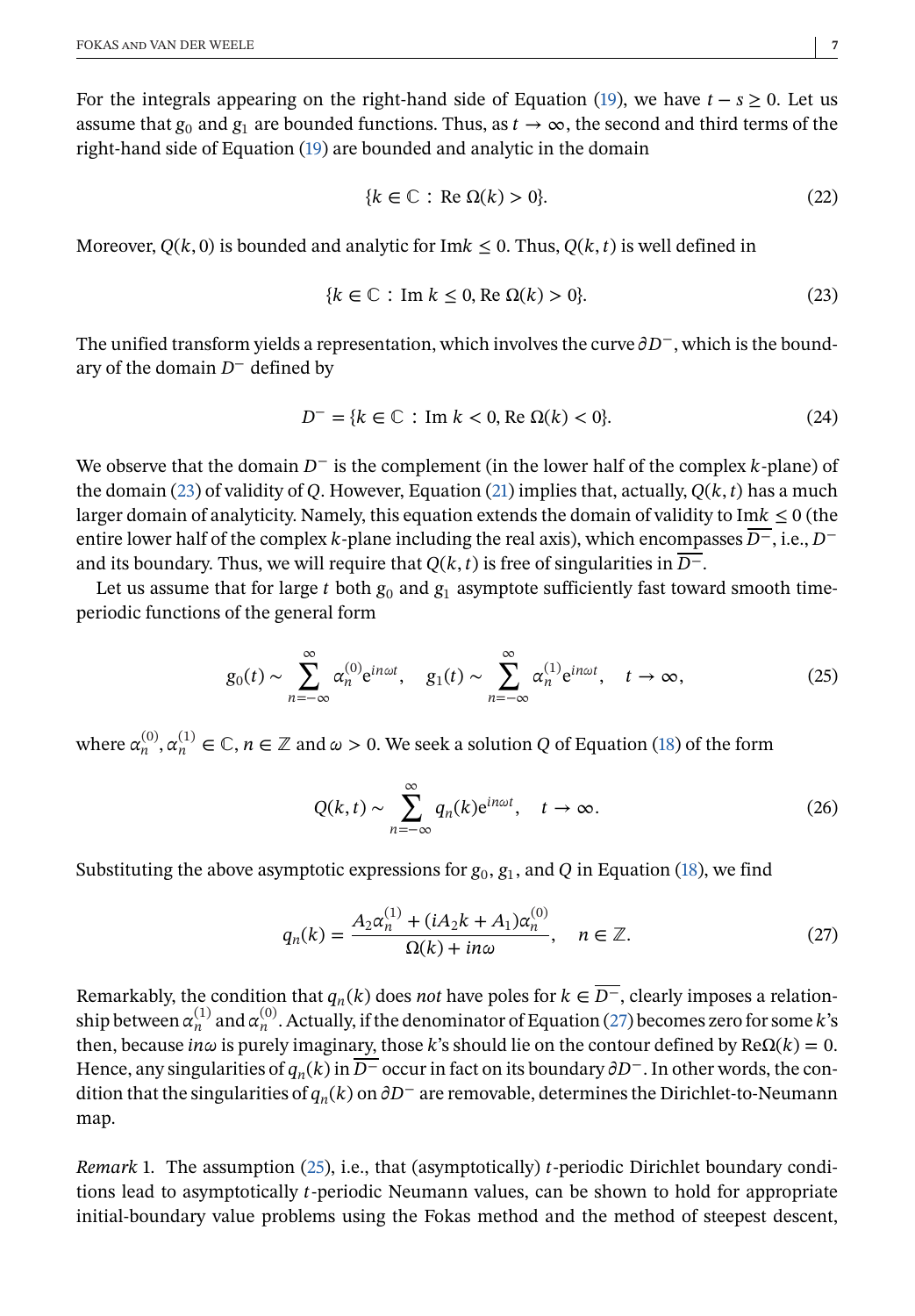For the integrals appearing on the right-hand side of Equation (19), we have $t - s \geq 0$. Let us assume that $g_0$ and $g_1$ are bounded functions. Thus, as $t \to \infty$, the second and third terms of the right-hand side of Equation (19) are bounded and analytic in the domain

$$\{k \in \mathbb{C} : \text{Re}\ \Omega(k) > 0\}. \tag{22}$$

Moreover, $Q(k, 0)$ is bounded and analytic for $\text{Im}k \leq 0$. Thus, $Q(k, t)$ is well defined in

$$\{k \in \mathbb{C} : \text{Im}\ k \leq 0, \text{Re}\ \Omega(k) > 0\}. \tag{23}$$

The unified transform yields a representation, which involves the curve $\partial D^-$, which is the boundary of the domain $D^-$ defined by

$$D^- = \{k \in \mathbb{C} : \text{Im}\ k < 0, \text{Re}\ \Omega(k) < 0\}. \tag{24}$$

We observe that the domain $D^-$ is the complement (in the lower half of the complex $k$-plane) of the domain (23) of validity of $Q$. However, Equation (21) implies that, actually, $Q(k, t)$ has a much larger domain of analyticity. Namely, this equation extends the domain of validity to $\text{Im}k \leq 0$ (the entire lower half of the complex $k$-plane including the real axis), which encompasses $\overline{D^-}$, i.e., $D^-$ and its boundary. Thus, we will require that $Q(k, t)$ is free of singularities in $\overline{D^-}$.

Let us assume that for large $t$ both $g_0$ and $g_1$ asymptote sufficiently fast toward smooth time-periodic functions of the general form

$$g_0(t) \sim \sum_{n=-\infty}^{\infty} \alpha_n^{(0)} \mathrm{e}^{in\omega t}, \quad g_1(t) \sim \sum_{n=-\infty}^{\infty} \alpha_n^{(1)} \mathrm{e}^{in\omega t}, \quad t \to \infty, \tag{25}$$

where $\alpha_n^{(0)}, \alpha_n^{(1)} \in \mathbb{C}$, $n \in \mathbb{Z}$ and $\omega > 0$. We seek a solution $Q$ of Equation (18) of the form

$$Q(k, t) \sim \sum_{n=-\infty}^{\infty} q_n(k) \mathrm{e}^{in\omega t}, \quad t \to \infty. \tag{26}$$

Substituting the above asymptotic expressions for $g_0$, $g_1$, and $Q$ in Equation (18), we find

$$q_n(k) = \frac{A_2 \alpha_n^{(1)} + (iA_2 k + A_1)\alpha_n^{(0)}}{\Omega(k) + in\omega}, \quad n \in \mathbb{Z}. \tag{27}$$

Remarkably, the condition that $q_n(k)$ does *not* have poles for $k \in \overline{D^-}$, clearly imposes a relationship between $\alpha_n^{(1)}$ and $\alpha_n^{(0)}$. Actually, if the denominator of Equation (27) becomes zero for some $k$'s then, because $in\omega$ is purely imaginary, those $k$'s should lie on the contour defined by $\text{Re}\Omega(k) = 0$. Hence, any singularities of $q_n(k)$ in $\overline{D^-}$ occur in fact on its boundary $\partial D^-$. In other words, the condition that the singularities of $q_n(k)$ on $\partial D^-$ are removable, determines the Dirichlet-to-Neumann map.

*Remark* 1. The assumption (25), i.e., that (asymptotically) $t$-periodic Dirichlet boundary conditions lead to asymptotically $t$-periodic Neumann values, can be shown to hold for appropriate initial-boundary value problems using the Fokas method and the method of steepest descent,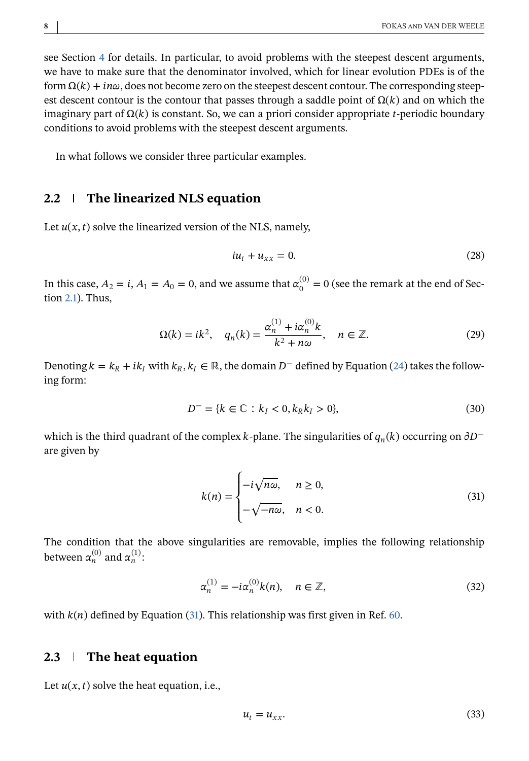see Section 4 for details. In particular, to avoid problems with the steepest descent arguments, we have to make sure that the denominator involved, which for linear evolution PDEs is of the form $\Omega(k) + in\omega$, does not become zero on the steepest descent contour. The corresponding steepest descent contour is the contour that passes through a saddle point of $\Omega(k)$ and on which the imaginary part of $\Omega(k)$ is constant. So, we can a priori consider appropriate $t$-periodic boundary conditions to avoid problems with the steepest descent arguments.

In what follows we consider three particular examples.

## 2.2 | The linearized NLS equation

Let $u(x,t)$ solve the linearized version of the NLS, namely,

$$iu_t + u_{xx} = 0. \tag{28}$$

In this case, $A_2 = i$, $A_1 = A_0 = 0$, and we assume that $\alpha_0^{(0)} = 0$ (see the remark at the end of Section 2.1). Thus,

$$\Omega(k) = ik^2, \quad q_n(k) = \frac{\alpha_n^{(1)} + i\alpha_n^{(0)}k}{k^2 + n\omega}, \quad n \in \mathbb{Z}. \tag{29}$$

Denoting $k = k_R + ik_I$ with $k_R, k_I \in \mathbb{R}$, the domain $D^-$ defined by Equation (24) takes the following form:

$$D^- = \{k \in \mathbb{C} : k_I < 0, k_R k_I > 0\}, \tag{30}$$

which is the third quadrant of the complex $k$-plane. The singularities of $q_n(k)$ occurring on $\partial D^-$ are given by

$$k(n) = \begin{cases} -i\sqrt{n\omega}, & n \geq 0, \\ -\sqrt{-n\omega}, & n < 0. \end{cases} \tag{31}$$

The condition that the above singularities are removable, implies the following relationship between $\alpha_n^{(0)}$ and $\alpha_n^{(1)}$:

$$\alpha_n^{(1)} = -i\alpha_n^{(0)}k(n), \quad n \in \mathbb{Z}, \tag{32}$$

with $k(n)$ defined by Equation (31). This relationship was first given in Ref. 60.

## 2.3 | The heat equation

Let $u(x,t)$ solve the heat equation, i.e.,

$$u_t = u_{xx}. \tag{33}$$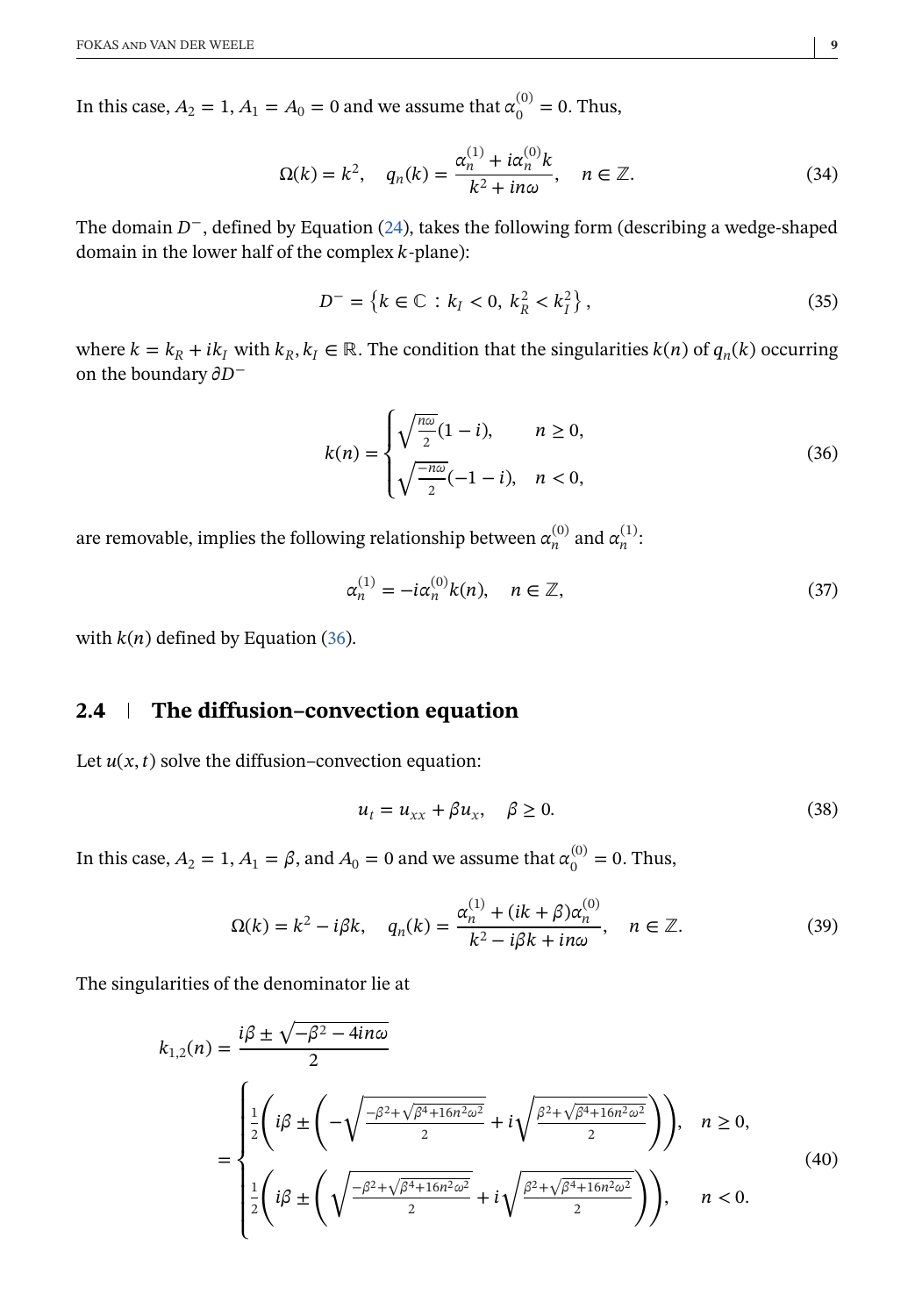In this case, $A_2 = 1$, $A_1 = A_0 = 0$ and we assume that $\alpha_0^{(0)} = 0$. Thus,

$$\Omega(k) = k^2, \quad q_n(k) = \frac{\alpha_n^{(1)} + i\alpha_n^{(0)} k}{k^2 + in\omega}, \quad n \in \mathbb{Z}. \tag{34}$$

The domain $D^-$, defined by Equation (24), takes the following form (describing a wedge-shaped domain in the lower half of the complex $k$-plane):

$$D^- = \left\{ k \in \mathbb{C} : k_I < 0,\ k_R^2 < k_I^2 \right\}, \tag{35}$$

where $k = k_R + ik_I$ with $k_R, k_I \in \mathbb{R}$. The condition that the singularities $k(n)$ of $q_n(k)$ occurring on the boundary $\partial D^-$

$$k(n) = \begin{cases} \sqrt{\frac{n\omega}{2}}(1 - i), & n \geq 0, \\ \sqrt{\frac{-n\omega}{2}}(-1 - i), & n < 0, \end{cases} \tag{36}$$

are removable, implies the following relationship between $\alpha_n^{(0)}$ and $\alpha_n^{(1)}$:

$$\alpha_n^{(1)} = -i\alpha_n^{(0)} k(n), \quad n \in \mathbb{Z}, \tag{37}$$

with $k(n)$ defined by Equation (36).

## 2.4 | The diffusion–convection equation

Let $u(x, t)$ solve the diffusion–convection equation:

$$u_t = u_{xx} + \beta u_x, \quad \beta \geq 0. \tag{38}$$

In this case, $A_2 = 1$, $A_1 = \beta$, and $A_0 = 0$ and we assume that $\alpha_0^{(0)} = 0$. Thus,

$$\Omega(k) = k^2 - i\beta k, \quad q_n(k) = \frac{\alpha_n^{(1)} + (ik + \beta)\alpha_n^{(0)}}{k^2 - i\beta k + in\omega}, \quad n \in \mathbb{Z}. \tag{39}$$

The singularities of the denominator lie at

$$\begin{aligned} k_{1,2}(n) &= \frac{i\beta \pm \sqrt{-\beta^2 - 4in\omega}}{2} \\ &= \begin{cases} \frac{1}{2}\left( i\beta \pm \left( -\sqrt{\frac{-\beta^2 + \sqrt{\beta^4 + 16n^2\omega^2}}{2}} + i\sqrt{\frac{\beta^2 + \sqrt{\beta^4 + 16n^2\omega^2}}{2}} \right) \right), & n \geq 0, \\ \frac{1}{2}\left( i\beta \pm \left( \sqrt{\frac{-\beta^2 + \sqrt{\beta^4 + 16n^2\omega^2}}{2}} + i\sqrt{\frac{\beta^2 + \sqrt{\beta^4 + 16n^2\omega^2}}{2}} \right) \right), & n < 0. \end{cases} \end{aligned} \tag{40}$$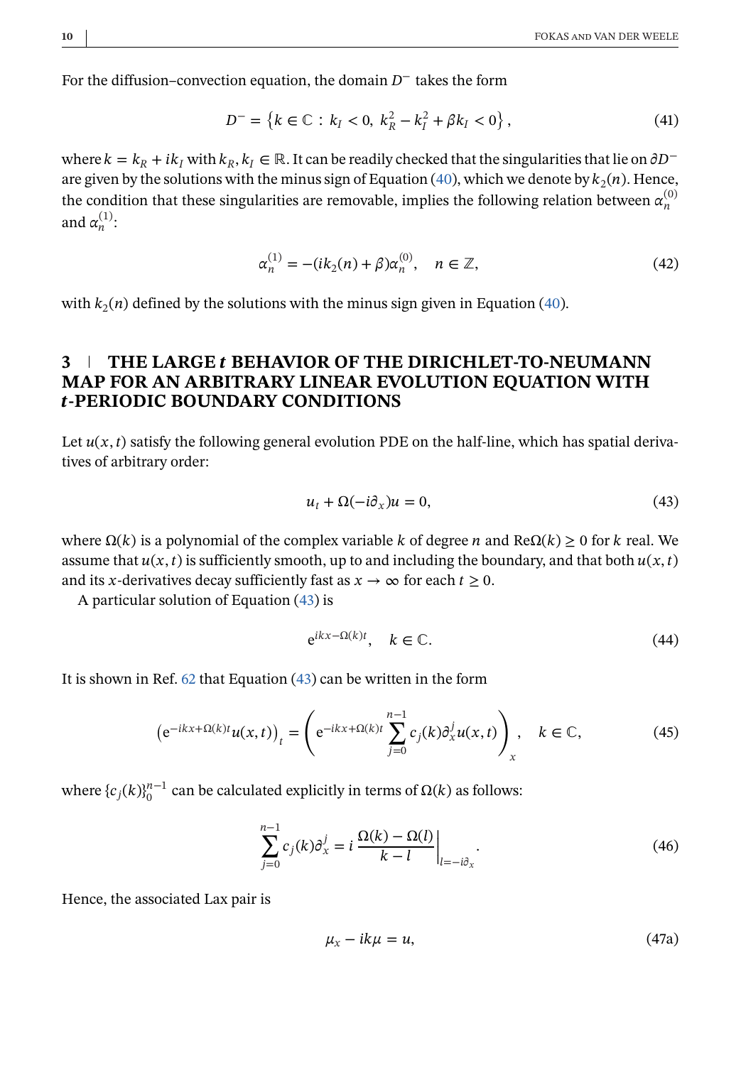For the diffusion–convection equation, the domain $D^-$ takes the form

$$D^- = \left\{ k \in \mathbb{C} \,:\, k_I < 0,\ k_R^2 - k_I^2 + \beta k_I < 0 \right\}, \tag{41}$$

where $k = k_R + ik_I$ with $k_R, k_I \in \mathbb{R}$. It can be readily checked that the singularities that lie on $\partial D^-$ are given by the solutions with the minus sign of Equation (40), which we denote by $k_2(n)$. Hence, the condition that these singularities are removable, implies the following relation between $\alpha_n^{(0)}$ and $\alpha_n^{(1)}$:

$$\alpha_n^{(1)} = -(ik_2(n) + \beta)\alpha_n^{(0)}, \quad n \in \mathbb{Z}, \tag{42}$$

with $k_2(n)$ defined by the solutions with the minus sign given in Equation (40).

## 3 | THE LARGE *t* BEHAVIOR OF THE DIRICHLET-TO-NEUMANN MAP FOR AN ARBITRARY LINEAR EVOLUTION EQUATION WITH *t*-PERIODIC BOUNDARY CONDITIONS

Let $u(x,t)$ satisfy the following general evolution PDE on the half-line, which has spatial derivatives of arbitrary order:

$$u_t + \Omega(-i\partial_x)u = 0, \tag{43}$$

where $\Omega(k)$ is a polynomial of the complex variable $k$ of degree $n$ and $\mathrm{Re}\Omega(k) \geq 0$ for $k$ real. We assume that $u(x,t)$ is sufficiently smooth, up to and including the boundary, and that both $u(x,t)$ and its $x$-derivatives decay sufficiently fast as $x \to \infty$ for each $t \geq 0$.

A particular solution of Equation (43) is

$$\mathrm{e}^{ikx - \Omega(k)t}, \quad k \in \mathbb{C}. \tag{44}$$

It is shown in Ref. 62 that Equation (43) can be written in the form

$$\left(\mathrm{e}^{-ikx + \Omega(k)t} u(x,t)\right)_t = \left(\mathrm{e}^{-ikx + \Omega(k)t} \sum_{j=0}^{n-1} c_j(k) \partial_x^j u(x,t)\right)_x, \quad k \in \mathbb{C}, \tag{45}$$

where $\{c_j(k)\}_0^{n-1}$ can be calculated explicitly in terms of $\Omega(k)$ as follows:

$$\sum_{j=0}^{n-1} c_j(k)\partial_x^j = i\,\frac{\Omega(k) - \Omega(l)}{k - l}\bigg|_{l=-i\partial_x}. \tag{46}$$

Hence, the associated Lax pair is

$$\mu_x - ik\mu = u, \tag{47a}$$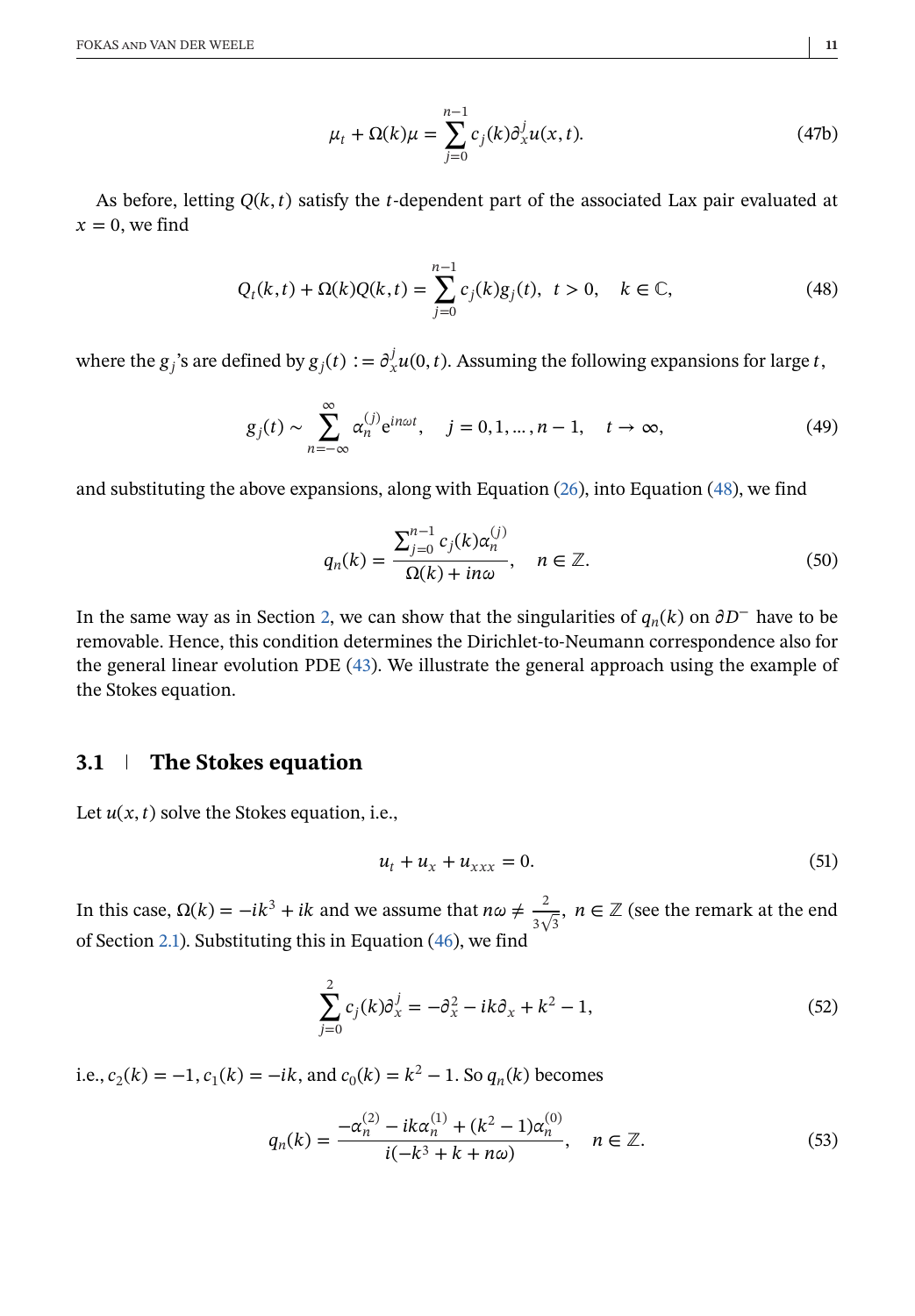$$\mu_t + \Omega(k)\mu = \sum_{j=0}^{n-1} c_j(k)\partial_x^j u(x,t). \tag{47b}$$

As before, letting $Q(k,t)$ satisfy the $t$-dependent part of the associated Lax pair evaluated at $x = 0$, we find

$$Q_t(k,t) + \Omega(k)Q(k,t) = \sum_{j=0}^{n-1} c_j(k)g_j(t), \quad t > 0, \quad k \in \mathbb{C}, \tag{48}$$

where the $g_j$'s are defined by $g_j(t) := \partial_x^j u(0,t)$. Assuming the following expansions for large $t$,

$$g_j(t) \sim \sum_{n=-\infty}^{\infty} \alpha_n^{(j)} \mathrm{e}^{in\omega t}, \quad j = 0, 1, \dots, n-1, \quad t \to \infty, \tag{49}$$

and substituting the above expansions, along with Equation (26), into Equation (48), we find

$$q_n(k) = \frac{\sum_{j=0}^{n-1} c_j(k)\alpha_n^{(j)}}{\Omega(k) + in\omega}, \quad n \in \mathbb{Z}. \tag{50}$$

In the same way as in Section 2, we can show that the singularities of $q_n(k)$ on $\partial D^-$ have to be removable. Hence, this condition determines the Dirichlet-to-Neumann correspondence also for the general linear evolution PDE (43). We illustrate the general approach using the example of the Stokes equation.

## 3.1 The Stokes equation

Let $u(x,t)$ solve the Stokes equation, i.e.,

$$u_t + u_x + u_{xxx} = 0. \tag{51}$$

In this case, $\Omega(k) = -ik^3 + ik$ and we assume that $n\omega \neq \frac{2}{3\sqrt{3}}$, $n \in \mathbb{Z}$ (see the remark at the end of Section 2.1). Substituting this in Equation (46), we find

$$\sum_{j=0}^{2} c_j(k)\partial_x^j = -\partial_x^2 - ik\partial_x + k^2 - 1, \tag{52}$$

i.e., $c_2(k) = -1$, $c_1(k) = -ik$, and $c_0(k) = k^2 - 1$. So $q_n(k)$ becomes

$$q_n(k) = \frac{-\alpha_n^{(2)} - ik\alpha_n^{(1)} + (k^2 - 1)\alpha_n^{(0)}}{i(-k^3 + k + n\omega)}, \quad n \in \mathbb{Z}. \tag{53}$$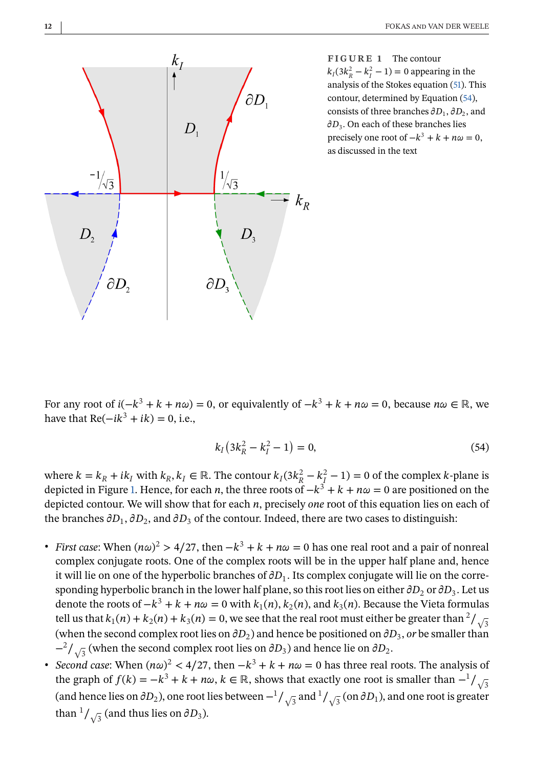**FIGURE 1** The contour $k_I(3k_R^2 - k_I^2 - 1) = 0$ appearing in the analysis of the Stokes equation (51). This contour, determined by Equation (54), consists of three branches $\partial D_1$, $\partial D_2$, and $\partial D_3$. On each of these branches lies precisely one root of $-k^3 + k + n\omega = 0$, as discussed in the text

For any root of $i(-k^3 + k + n\omega) = 0$, or equivalently of $-k^3 + k + n\omega = 0$, because $n\omega \in \mathbb{R}$, we have that $\mathrm{Re}(-ik^3 + ik) = 0$, i.e.,

$$k_I\left(3k_R^2 - k_I^2 - 1\right) = 0, \tag{54}$$

where $k = k_R + ik_I$ with $k_R, k_I \in \mathbb{R}$. The contour $k_I(3k_R^2 - k_I^2 - 1) = 0$ of the complex $k$-plane is depicted in Figure 1. Hence, for each $n$, the three roots of $-k^3 + k + n\omega = 0$ are positioned on the depicted contour. We will show that for each $n$, precisely *one* root of this equation lies on each of the branches $\partial D_1$, $\partial D_2$, and $\partial D_3$ of the contour. Indeed, there are two cases to distinguish:

- *First case*: When $(n\omega)^2 > 4/27$, then $-k^3 + k + n\omega = 0$ has one real root and a pair of nonreal complex conjugate roots. One of the complex roots will be in the upper half plane and, hence it will lie on one of the hyperbolic branches of $\partial D_1$. Its complex conjugate will lie on the corresponding hyperbolic branch in the lower half plane, so this root lies on either $\partial D_2$ or $\partial D_3$. Let us denote the roots of $-k^3 + k + n\omega = 0$ with $k_1(n)$, $k_2(n)$, and $k_3(n)$. Because the Vieta formulas tell us that $k_1(n) + k_2(n) + k_3(n) = 0$, we see that the real root must either be greater than ${}^2/_{\sqrt{3}}$ (when the second complex root lies on $\partial D_2$) and hence be positioned on $\partial D_3$, *or* be smaller than $-{}^2/_{\sqrt{3}}$ (when the second complex root lies on $\partial D_3$) and hence lie on $\partial D_2$.
- *Second case*: When $(n\omega)^2 < 4/27$, then $-k^3 + k + n\omega = 0$ has three real roots. The analysis of the graph of $f(k) = -k^3 + k + n\omega$, $k \in \mathbb{R}$, shows that exactly one root is smaller than $-{}^1/_{\sqrt{3}}$ (and hence lies on $\partial D_2$), one root lies between $-{}^1/_{\sqrt{3}}$ and ${}^1/_{\sqrt{3}}$ (on $\partial D_1$), and one root is greater than ${}^1/_{\sqrt{3}}$ (and thus lies on $\partial D_3$).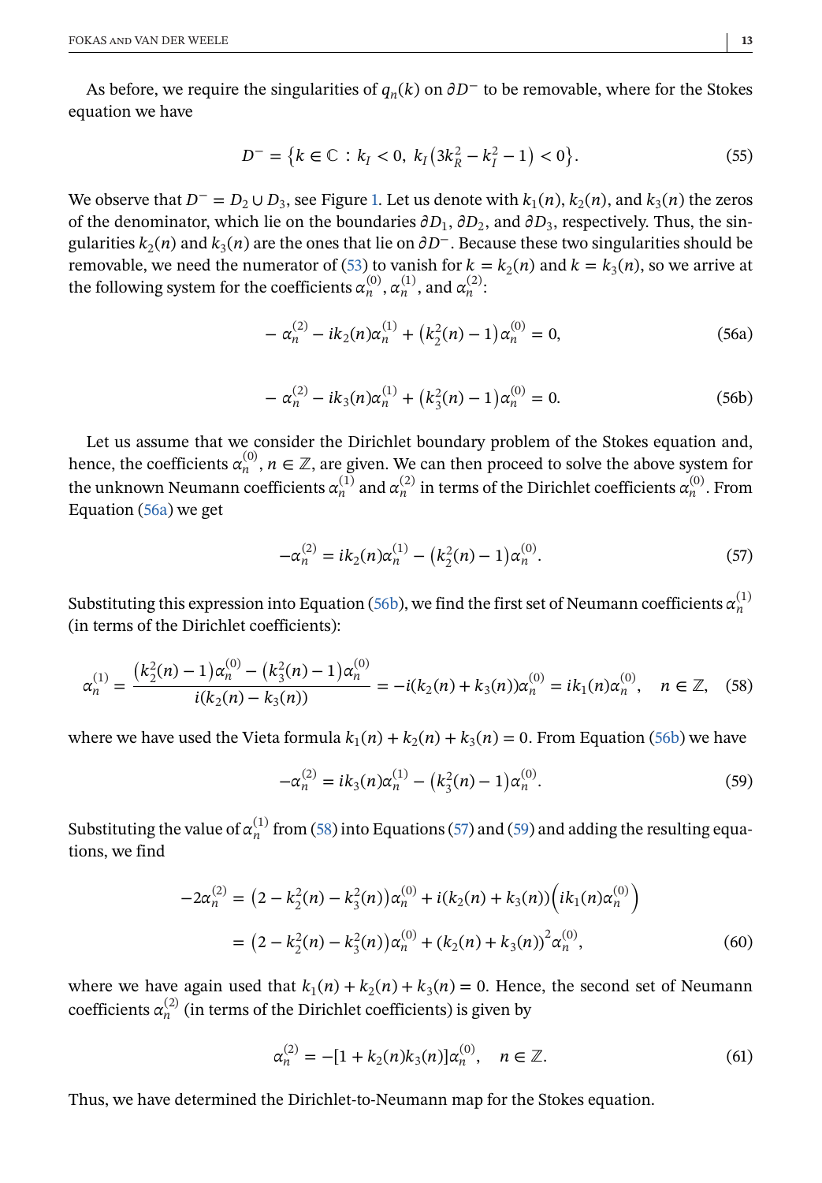As before, we require the singularities of $q_n(k)$ on $\partial D^-$ to be removable, where for the Stokes equation we have

$$D^- = \left\{k \in \mathbb{C} : k_I < 0,\ k_I\left(3k_R^2 - k_I^2 - 1\right) < 0\right\}. \tag{55}$$

We observe that $D^- = D_2 \cup D_3$, see Figure 1. Let us denote with $k_1(n)$, $k_2(n)$, and $k_3(n)$ the zeros of the denominator, which lie on the boundaries $\partial D_1$, $\partial D_2$, and $\partial D_3$, respectively. Thus, the singularities $k_2(n)$ and $k_3(n)$ are the ones that lie on $\partial D^-$. Because these two singularities should be removable, we need the numerator of (53) to vanish for $k = k_2(n)$ and $k = k_3(n)$, so we arrive at the following system for the coefficients $\alpha_n^{(0)}$, $\alpha_n^{(1)}$, and $\alpha_n^{(2)}$:

$$-\alpha_n^{(2)} - ik_2(n)\alpha_n^{(1)} + \left(k_2^2(n) - 1\right)\alpha_n^{(0)} = 0, \tag{56a}$$

$$-\alpha_n^{(2)} - ik_3(n)\alpha_n^{(1)} + \left(k_3^2(n) - 1\right)\alpha_n^{(0)} = 0. \tag{56b}$$

Let us assume that we consider the Dirichlet boundary problem of the Stokes equation and, hence, the coefficients $\alpha_n^{(0)}$, $n \in \mathbb{Z}$, are given. We can then proceed to solve the above system for the unknown Neumann coefficients $\alpha_n^{(1)}$ and $\alpha_n^{(2)}$ in terms of the Dirichlet coefficients $\alpha_n^{(0)}$. From Equation (56a) we get

$$-\alpha_n^{(2)} = ik_2(n)\alpha_n^{(1)} - \left(k_2^2(n) - 1\right)\alpha_n^{(0)}. \tag{57}$$

Substituting this expression into Equation (56b), we find the first set of Neumann coefficients $\alpha_n^{(1)}$ (in terms of the Dirichlet coefficients):

$$\alpha_n^{(1)} = \frac{\left(k_2^2(n) - 1\right)\alpha_n^{(0)} - \left(k_3^2(n) - 1\right)\alpha_n^{(0)}}{i(k_2(n) - k_3(n))} = -i(k_2(n) + k_3(n))\alpha_n^{(0)} = ik_1(n)\alpha_n^{(0)}, \quad n \in \mathbb{Z}, \tag{58}$$

where we have used the Vieta formula $k_1(n) + k_2(n) + k_3(n) = 0$. From Equation (56b) we have

$$-\alpha_n^{(2)} = ik_3(n)\alpha_n^{(1)} - \left(k_3^2(n) - 1\right)\alpha_n^{(0)}. \tag{59}$$

Substituting the value of $\alpha_n^{(1)}$ from (58) into Equations (57) and (59) and adding the resulting equations, we find

$$\begin{aligned}
-2\alpha_n^{(2)} &= \left(2 - k_2^2(n) - k_3^2(n)\right)\alpha_n^{(0)} + i(k_2(n) + k_3(n))\left(ik_1(n)\alpha_n^{(0)}\right) \\
&= \left(2 - k_2^2(n) - k_3^2(n)\right)\alpha_n^{(0)} + (k_2(n) + k_3(n))^2\alpha_n^{(0)},
\end{aligned} \tag{60}$$

where we have again used that $k_1(n) + k_2(n) + k_3(n) = 0$. Hence, the second set of Neumann coefficients $\alpha_n^{(2)}$ (in terms of the Dirichlet coefficients) is given by

$$\alpha_n^{(2)} = -[1 + k_2(n)k_3(n)]\alpha_n^{(0)}, \quad n \in \mathbb{Z}. \tag{61}$$

Thus, we have determined the Dirichlet-to-Neumann map for the Stokes equation.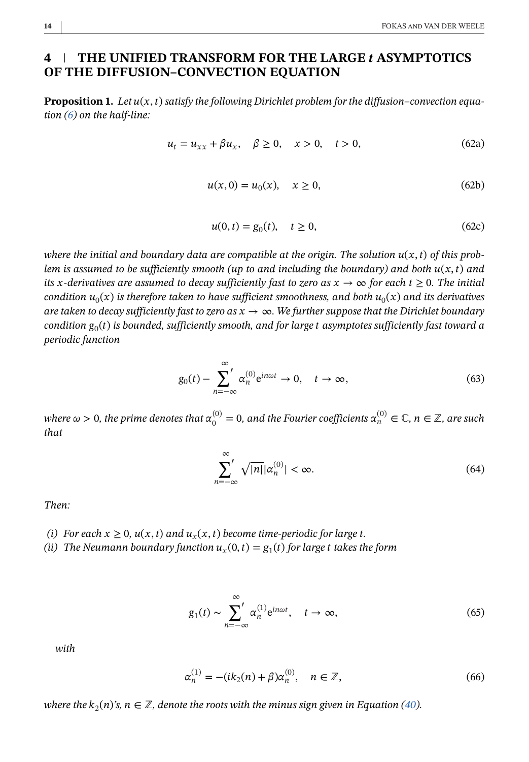## 4 | THE UNIFIED TRANSFORM FOR THE LARGE $t$ ASYMPTOTICS OF THE DIFFUSION–CONVECTION EQUATION

**Proposition 1.** *Let $u(x,t)$ satisfy the following Dirichlet problem for the diffusion–convection equation (6) on the half-line:*

$$u_t = u_{xx} + \beta u_x, \quad \beta \geq 0, \quad x > 0, \quad t > 0, \tag{62a}$$

$$u(x,0) = u_0(x), \quad x \geq 0, \tag{62b}$$

$$u(0,t) = g_0(t), \quad t \geq 0, \tag{62c}$$

*where the initial and boundary data are compatible at the origin. The solution $u(x,t)$ of this problem is assumed to be sufficiently smooth (up to and including the boundary) and both $u(x,t)$ and its $x$-derivatives are assumed to decay sufficiently fast to zero as $x \to \infty$ for each $t \geq 0$. The initial condition $u_0(x)$ is therefore taken to have sufficient smoothness, and both $u_0(x)$ and its derivatives are taken to decay sufficiently fast to zero as $x \to \infty$. We further suppose that the Dirichlet boundary condition $g_0(t)$ is bounded, sufficiently smooth, and for large $t$ asymptotes sufficiently fast toward a periodic function*

$$g_0(t) - {\sum_{n=-\infty}^{\infty}}' \alpha_n^{(0)} \mathrm{e}^{in\omega t} \to 0, \quad t \to \infty, \tag{63}$$

*where $\omega > 0$, the prime denotes that $\alpha_0^{(0)} = 0$, and the Fourier coefficients $\alpha_n^{(0)} \in \mathbb{C}$, $n \in \mathbb{Z}$, are such that*

$${\sum_{n=-\infty}^{\infty}}' \sqrt{|n|}|\alpha_n^{(0)}| < \infty. \tag{64}$$

*Then:*

*(i) For each $x \geq 0$, $u(x,t)$ and $u_x(x,t)$ become time-periodic for large $t$.*
*(ii) The Neumann boundary function $u_x(0,t) = g_1(t)$ for large $t$ takes the form*

$$g_1(t) \sim {\sum_{n=-\infty}^{\infty}}' \alpha_n^{(1)} \mathrm{e}^{in\omega t}, \quad t \to \infty, \tag{65}$$

*with*

$$\alpha_n^{(1)} = -(ik_2(n) + \beta)\alpha_n^{(0)}, \quad n \in \mathbb{Z}, \tag{66}$$

*where the $k_2(n)$'s, $n \in \mathbb{Z}$, denote the roots with the minus sign given in Equation (40).*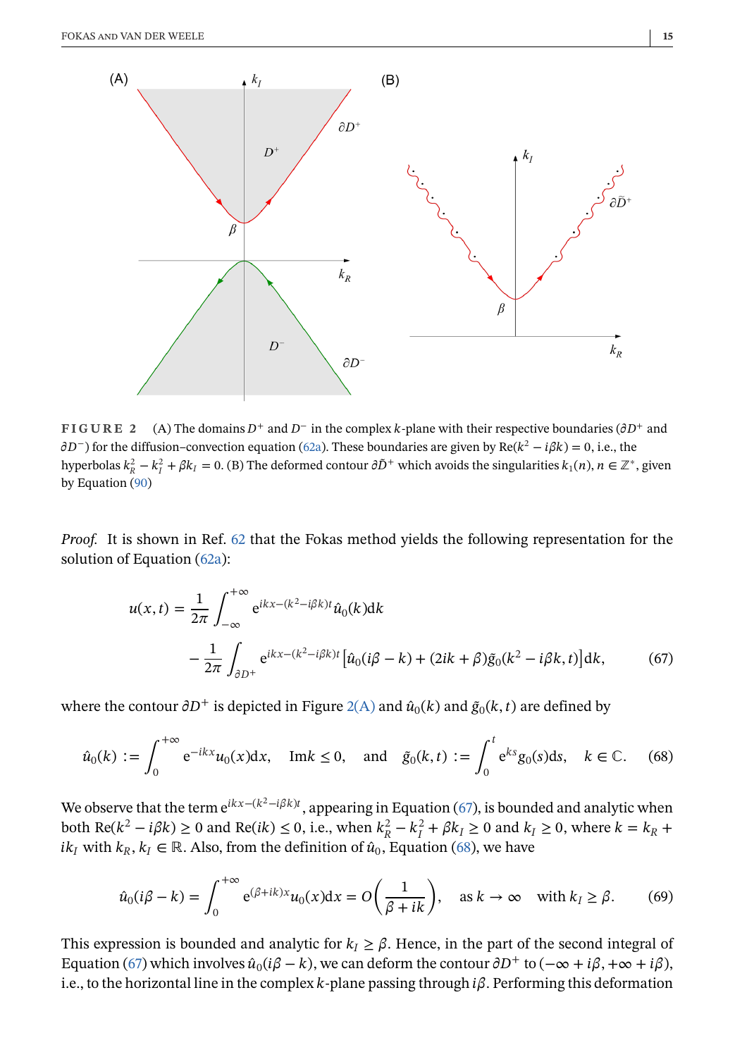**FIGURE 2** (A) The domains $D^+$ and $D^-$ in the complex $k$-plane with their respective boundaries ($\partial D^+$ and $\partial D^-$) for the diffusion–convection equation (62a). These boundaries are given by $\mathrm{Re}(k^2 - i\beta k) = 0$, i.e., the hyperbolas $k_R^2 - k_I^2 + \beta k_I = 0$. (B) The deformed contour $\partial \tilde{D}^+$ which avoids the singularities $k_1(n)$, $n \in \mathbb{Z}^*$, given by Equation (90)

*Proof.* It is shown in Ref. 62 that the Fokas method yields the following representation for the solution of Equation (62a):

$$
\begin{aligned}
u(x,t) = \frac{1}{2\pi}\int_{-\infty}^{+\infty} \mathrm{e}^{ikx-(k^2-i\beta k)t}\hat{u}_0(k)\mathrm{d}k \\
- \frac{1}{2\pi}\int_{\partial D^+} \mathrm{e}^{ikx-(k^2-i\beta k)t}\left[\hat{u}_0(i\beta - k) + (2ik+\beta)\tilde{g}_0(k^2 - i\beta k, t)\right]\mathrm{d}k,
\end{aligned}
\tag{67}
$$

where the contour $\partial D^+$ is depicted in Figure 2(A) and $\hat{u}_0(k)$ and $\tilde{g}_0(k,t)$ are defined by

$$
\hat{u}_0(k) := \int_0^{+\infty} \mathrm{e}^{-ikx}u_0(x)\mathrm{d}x, \quad \mathrm{Im}k \le 0, \quad \text{and} \quad \tilde{g}_0(k,t) := \int_0^t \mathrm{e}^{ks}g_0(s)\mathrm{d}s, \quad k \in \mathbb{C}. \tag{68}
$$

We observe that the term $\mathrm{e}^{ikx-(k^2-i\beta k)t}$, appearing in Equation (67), is bounded and analytic when both $\mathrm{Re}(k^2 - i\beta k) \ge 0$ and $\mathrm{Re}(ik) \le 0$, i.e., when $k_R^2 - k_I^2 + \beta k_I \ge 0$ and $k_I \ge 0$, where $k = k_R + ik_I$ with $k_R, k_I \in \mathbb{R}$. Also, from the definition of $\hat{u}_0$, Equation (68), we have

$$
\hat{u}_0(i\beta - k) = \int_0^{+\infty} \mathrm{e}^{(\beta+ik)x}u_0(x)\mathrm{d}x = O\left(\frac{1}{\beta + ik}\right), \quad \text{as } k \to \infty \quad \text{with } k_I \ge \beta. \tag{69}
$$

This expression is bounded and analytic for $k_I \ge \beta$. Hence, in the part of the second integral of Equation (67) which involves $\hat{u}_0(i\beta - k)$, we can deform the contour $\partial D^+$ to $(-\infty + i\beta, +\infty + i\beta)$, i.e., to the horizontal line in the complex $k$-plane passing through $i\beta$. Performing this deformation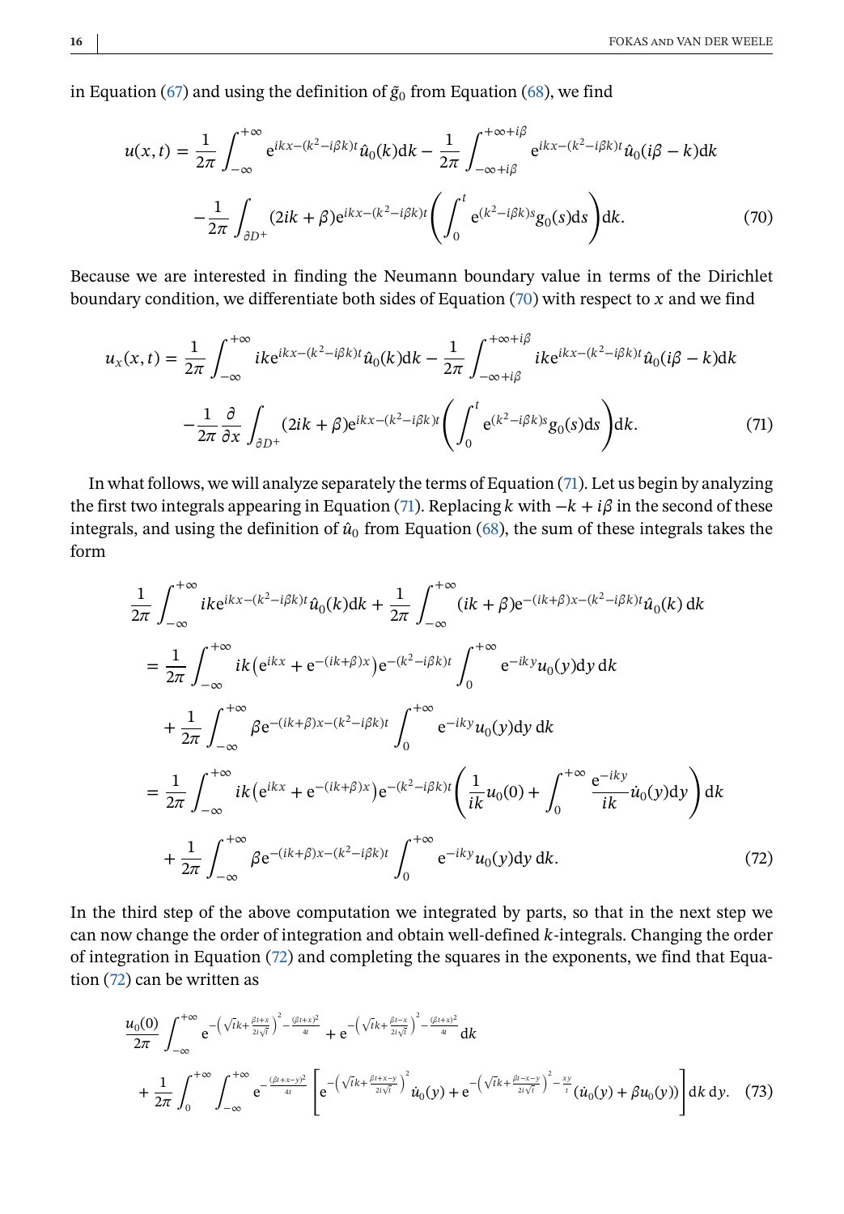in Equation (67) and using the definition of $\tilde{g}_0$ from Equation (68), we find

$$
u(x,t) = \frac{1}{2\pi}\int_{-\infty}^{+\infty} \mathrm{e}^{ikx-(k^2-i\beta k)t}\hat{u}_0(k)\mathrm{d}k - \frac{1}{2\pi}\int_{-\infty+i\beta}^{+\infty+i\beta} \mathrm{e}^{ikx-(k^2-i\beta k)t}\hat{u}_0(i\beta - k)\mathrm{d}k
$$
$$
-\frac{1}{2\pi}\int_{\partial D^+}(2ik+\beta)\mathrm{e}^{ikx-(k^2-i\beta k)t}\left(\int_0^t \mathrm{e}^{(k^2-i\beta k)s}g_0(s)\mathrm{d}s\right)\mathrm{d}k. \tag{70}
$$

Because we are interested in finding the Neumann boundary value in terms of the Dirichlet boundary condition, we differentiate both sides of Equation (70) with respect to $x$ and we find

$$
u_x(x,t) = \frac{1}{2\pi}\int_{-\infty}^{+\infty} ik\mathrm{e}^{ikx-(k^2-i\beta k)t}\hat{u}_0(k)\mathrm{d}k - \frac{1}{2\pi}\int_{-\infty+i\beta}^{+\infty+i\beta} ik\mathrm{e}^{ikx-(k^2-i\beta k)t}\hat{u}_0(i\beta - k)\mathrm{d}k
$$
$$
-\frac{1}{2\pi}\frac{\partial}{\partial x}\int_{\partial D^+}(2ik+\beta)\mathrm{e}^{ikx-(k^2-i\beta k)t}\left(\int_0^t \mathrm{e}^{(k^2-i\beta k)s}g_0(s)\mathrm{d}s\right)\mathrm{d}k. \tag{71}
$$

In what follows, we will analyze separately the terms of Equation (71). Let us begin by analyzing the first two integrals appearing in Equation (71). Replacing $k$ with $-k+i\beta$ in the second of these integrals, and using the definition of $\hat{u}_0$ from Equation (68), the sum of these integrals takes the form

$$
\frac{1}{2\pi}\int_{-\infty}^{+\infty} ik\mathrm{e}^{ikx-(k^2-i\beta k)t}\hat{u}_0(k)\mathrm{d}k + \frac{1}{2\pi}\int_{-\infty}^{+\infty}(ik+\beta)\mathrm{e}^{-(ik+\beta)x-(k^2-i\beta k)t}\hat{u}_0(k)\,\mathrm{d}k
$$
$$
= \frac{1}{2\pi}\int_{-\infty}^{+\infty} ik\left(\mathrm{e}^{ikx}+\mathrm{e}^{-(ik+\beta)x}\right)\mathrm{e}^{-(k^2-i\beta k)t}\int_0^{+\infty}\mathrm{e}^{-iky}u_0(y)\mathrm{d}y\,\mathrm{d}k
$$
$$
+\frac{1}{2\pi}\int_{-\infty}^{+\infty}\beta\mathrm{e}^{-(ik+\beta)x-(k^2-i\beta k)t}\int_0^{+\infty}\mathrm{e}^{-iky}u_0(y)\mathrm{d}y\,\mathrm{d}k
$$
$$
= \frac{1}{2\pi}\int_{-\infty}^{+\infty} ik\left(\mathrm{e}^{ikx}+\mathrm{e}^{-(ik+\beta)x}\right)\mathrm{e}^{-(k^2-i\beta k)t}\left(\frac{1}{ik}u_0(0)+\int_0^{+\infty}\frac{\mathrm{e}^{-iky}}{ik}\dot{u}_0(y)\mathrm{d}y\right)\mathrm{d}k
$$
$$
+\frac{1}{2\pi}\int_{-\infty}^{+\infty}\beta\mathrm{e}^{-(ik+\beta)x-(k^2-i\beta k)t}\int_0^{+\infty}\mathrm{e}^{-iky}u_0(y)\mathrm{d}y\,\mathrm{d}k. \tag{72}
$$

In the third step of the above computation we integrated by parts, so that in the next step we can now change the order of integration and obtain well-defined $k$-integrals. Changing the order of integration in Equation (72) and completing the squares in the exponents, we find that Equation (72) can be written as

$$
\frac{u_0(0)}{2\pi}\int_{-\infty}^{+\infty}\mathrm{e}^{-\left(\sqrt{t}k+\frac{\beta t+x}{2i\sqrt{t}}\right)^2-\frac{(\beta t+x)^2}{4t}}+\mathrm{e}^{-\left(\sqrt{t}k+\frac{\beta t-x}{2i\sqrt{t}}\right)^2-\frac{(\beta t+x)^2}{4t}}\mathrm{d}k
$$
$$
+\frac{1}{2\pi}\int_0^{+\infty}\int_{-\infty}^{+\infty}\mathrm{e}^{-\frac{(\beta t+x-y)^2}{4t}}\left[\mathrm{e}^{-\left(\sqrt{t}k+\frac{\beta t+x-y}{2i\sqrt{t}}\right)^2}\dot{u}_0(y)+\mathrm{e}^{-\left(\sqrt{t}k+\frac{\beta t-x-y}{2i\sqrt{t}}\right)^2-\frac{xy}{t}}(\dot{u}_0(y)+\beta u_0(y))\right]\mathrm{d}k\,\mathrm{d}y. \tag{73}
$$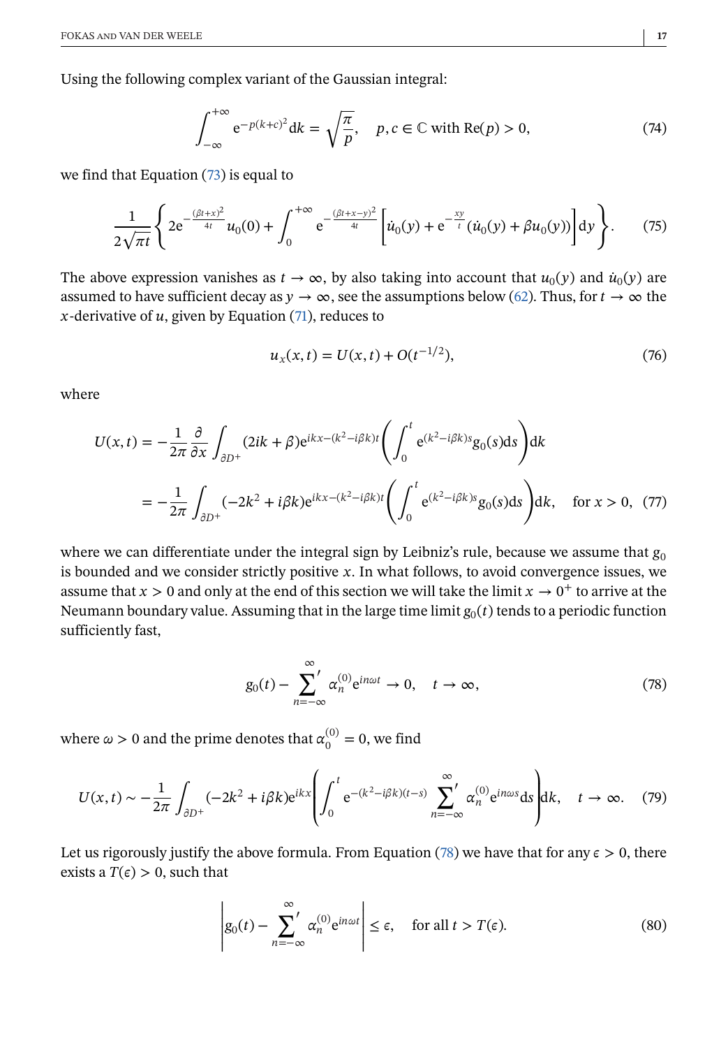Using the following complex variant of the Gaussian integral:

$$\int_{-\infty}^{+\infty} \mathrm{e}^{-p(k+c)^2}\mathrm{d}k = \sqrt{\frac{\pi}{p}}, \quad p, c \in \mathbb{C} \text{ with } \mathrm{Re}(p) > 0, \tag{74}$$

we find that Equation (73) is equal to

$$\frac{1}{2\sqrt{\pi t}}\left\{2\mathrm{e}^{-\frac{(\beta t+x)^2}{4t}}u_0(0) + \int_0^{+\infty} \mathrm{e}^{-\frac{(\beta t+x-y)^2}{4t}}\left[\dot{u}_0(y) + \mathrm{e}^{-\frac{xy}{t}}(\dot{u}_0(y) + \beta u_0(y))\right]\mathrm{d}y\right\}. \tag{75}$$

The above expression vanishes as $t \to \infty$, by also taking into account that $u_0(y)$ and $\dot{u}_0(y)$ are assumed to have sufficient decay as $y \to \infty$, see the assumptions below (62). Thus, for $t \to \infty$ the $x$-derivative of $u$, given by Equation (71), reduces to

$$u_x(x,t) = U(x,t) + O(t^{-1/2}), \tag{76}$$

where

$$\begin{aligned} U(x,t) &= -\frac{1}{2\pi}\frac{\partial}{\partial x}\int_{\partial D^+}(2ik+\beta)\mathrm{e}^{ikx-(k^2-i\beta k)t}\left(\int_0^t \mathrm{e}^{(k^2-i\beta k)s}\mathrm{g}_0(s)\mathrm{d}s\right)\mathrm{d}k \\ &= -\frac{1}{2\pi}\int_{\partial D^+}(-2k^2+i\beta k)\mathrm{e}^{ikx-(k^2-i\beta k)t}\left(\int_0^t \mathrm{e}^{(k^2-i\beta k)s}\mathrm{g}_0(s)\mathrm{d}s\right)\mathrm{d}k, \quad \text{for } x > 0, \end{aligned} \tag{77}$$

where we can differentiate under the integral sign by Leibniz's rule, because we assume that $\mathrm{g}_0$ is bounded and we consider strictly positive $x$. In what follows, to avoid convergence issues, we assume that $x > 0$ and only at the end of this section we will take the limit $x \to 0^+$ to arrive at the Neumann boundary value. Assuming that in the large time limit $\mathrm{g}_0(t)$ tends to a periodic function sufficiently fast,

$$\mathrm{g}_0(t) - \sum_{n=-\infty}^{\infty}{}' \alpha_n^{(0)}\mathrm{e}^{in\omega t} \to 0, \quad t \to \infty, \tag{78}$$

where $\omega > 0$ and the prime denotes that $\alpha_0^{(0)} = 0$, we find

$$U(x,t) \sim -\frac{1}{2\pi}\int_{\partial D^+}(-2k^2+i\beta k)\mathrm{e}^{ikx}\left(\int_0^t \mathrm{e}^{-(k^2-i\beta k)(t-s)}\sum_{n=-\infty}^{\infty}{}' \alpha_n^{(0)}\mathrm{e}^{in\omega s}\mathrm{d}s\right)\mathrm{d}k, \quad t \to \infty. \tag{79}$$

Let us rigorously justify the above formula. From Equation (78) we have that for any $\epsilon > 0$, there exists a $T(\epsilon) > 0$, such that

$$\left|\mathrm{g}_0(t) - \sum_{n=-\infty}^{\infty}{}' \alpha_n^{(0)}\mathrm{e}^{in\omega t}\right| \leq \epsilon, \quad \text{for all } t > T(\epsilon). \tag{80}$$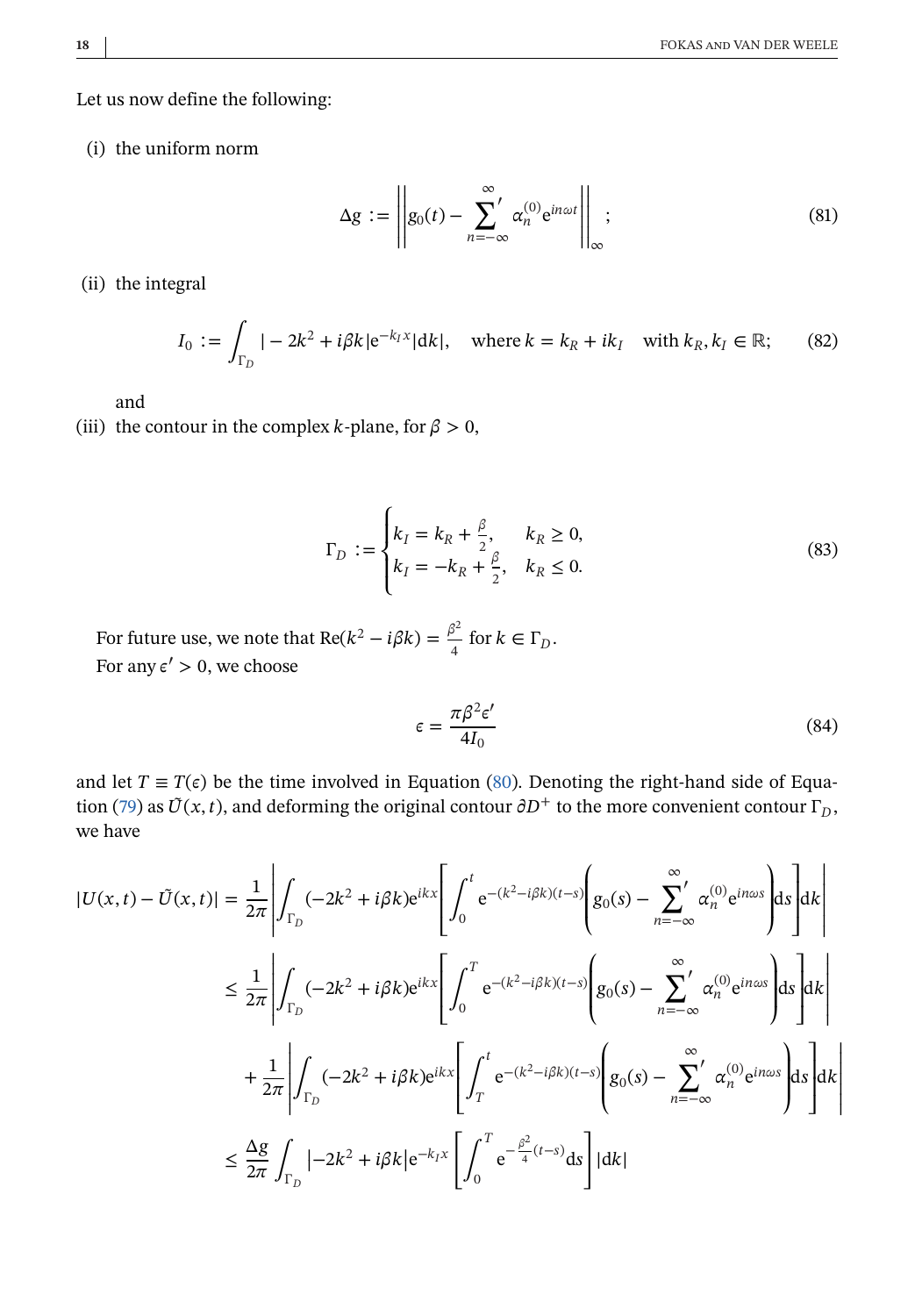Let us now define the following:

(i) the uniform norm

$$\Delta g := \left\| g_0(t) - \sum_{n=-\infty}^{\infty}{}' \alpha_n^{(0)} \mathrm{e}^{in\omega t} \right\|_{\infty}; \tag{81}$$

(ii) the integral

$$I_0 := \int_{\Gamma_D} |-2k^2 + i\beta k| \mathrm{e}^{-k_I x} |\mathrm{d}k|, \quad \text{where } k = k_R + ik_I \quad \text{with } k_R, k_I \in \mathbb{R}; \tag{82}$$

and

(iii) the contour in the complex $k$-plane, for $\beta > 0$,

$$\Gamma_D := \begin{cases} k_I = k_R + \frac{\beta}{2}, & k_R \geq 0, \\ k_I = -k_R + \frac{\beta}{2}, & k_R \leq 0. \end{cases} \tag{83}$$

For future use, we note that $\mathrm{Re}(k^2 - i\beta k) = \frac{\beta^2}{4}$ for $k \in \Gamma_D$.

For any $\epsilon' > 0$, we choose

$$\epsilon = \frac{\pi \beta^2 \epsilon'}{4 I_0} \tag{84}$$

and let $T \equiv T(\epsilon)$ be the time involved in Equation (80). Denoting the right-hand side of Equation (79) as $\tilde{U}(x,t)$, and deforming the original contour $\partial D^+$ to the more convenient contour $\Gamma_D$, we have

$$\begin{aligned}
|U(x,t) - \tilde{U}(x,t)| &= \frac{1}{2\pi} \left| \int_{\Gamma_D} (-2k^2 + i\beta k) \mathrm{e}^{ikx} \left[ \int_0^t \mathrm{e}^{-(k^2 - i\beta k)(t-s)} \left( g_0(s) - \sum_{n=-\infty}^{\infty}{}' \alpha_n^{(0)} \mathrm{e}^{in\omega s} \right) \mathrm{d}s \right] \mathrm{d}k \right| \\
&\leq \frac{1}{2\pi} \left| \int_{\Gamma_D} (-2k^2 + i\beta k) \mathrm{e}^{ikx} \left[ \int_0^T \mathrm{e}^{-(k^2 - i\beta k)(t-s)} \left( g_0(s) - \sum_{n=-\infty}^{\infty}{}' \alpha_n^{(0)} \mathrm{e}^{in\omega s} \right) \mathrm{d}s \right] \mathrm{d}k \right| \\
&\quad + \frac{1}{2\pi} \left| \int_{\Gamma_D} (-2k^2 + i\beta k) \mathrm{e}^{ikx} \left[ \int_T^t \mathrm{e}^{-(k^2 - i\beta k)(t-s)} \left( g_0(s) - \sum_{n=-\infty}^{\infty}{}' \alpha_n^{(0)} \mathrm{e}^{in\omega s} \right) \mathrm{d}s \right] \mathrm{d}k \right| \\
&\leq \frac{\Delta g}{2\pi} \int_{\Gamma_D} \left| -2k^2 + i\beta k \right| \mathrm{e}^{-k_I x} \left[ \int_0^T \mathrm{e}^{-\frac{\beta^2}{4}(t-s)} \mathrm{d}s \right] |\mathrm{d}k|
\end{aligned}$$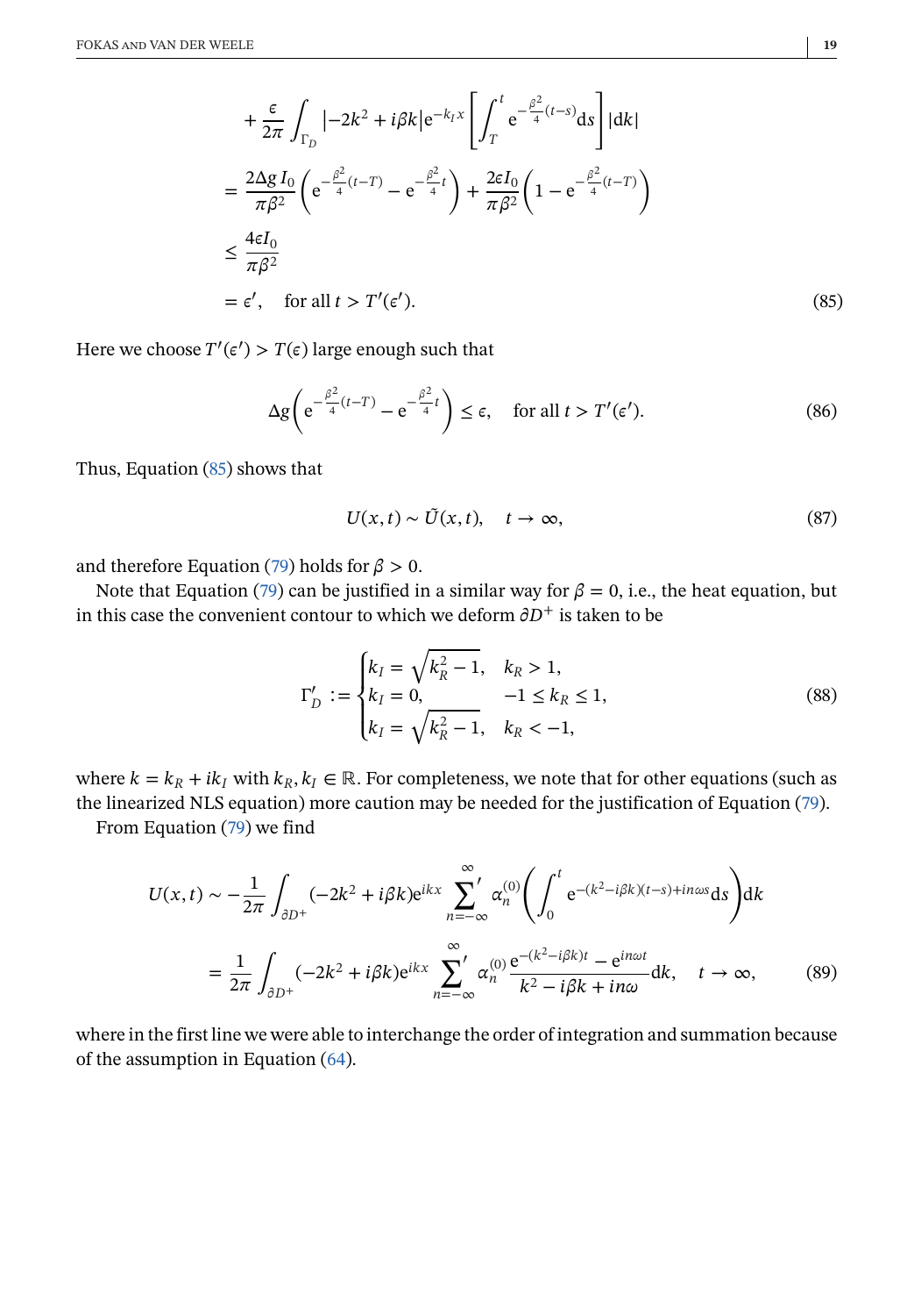$$
\begin{aligned}
&+ \frac{\epsilon}{2\pi} \int_{\Gamma_D} \left| -2k^2 + i\beta k \right| \mathrm{e}^{-k_I x} \left[ \int_T^t \mathrm{e}^{-\frac{\beta^2}{4}(t-s)} \mathrm{d}s \right] |\mathrm{d}k| \\
&= \frac{2\Delta g\, I_0}{\pi \beta^2} \left( \mathrm{e}^{-\frac{\beta^2}{4}(t-T)} - \mathrm{e}^{-\frac{\beta^2}{4}t} \right) + \frac{2\epsilon I_0}{\pi \beta^2} \left( 1 - \mathrm{e}^{-\frac{\beta^2}{4}(t-T)} \right) \\
&\leq \frac{4\epsilon I_0}{\pi \beta^2} \\
&= \epsilon', \quad \text{for all } t > T'(\epsilon').
\end{aligned} \tag{85}
$$

Here we choose $T'(\epsilon') > T(\epsilon)$ large enough such that

$$
\Delta g \left( \mathrm{e}^{-\frac{\beta^2}{4}(t-T)} - \mathrm{e}^{-\frac{\beta^2}{4}t} \right) \leq \epsilon, \quad \text{for all } t > T'(\epsilon'). \tag{86}
$$

Thus, Equation (85) shows that

$$
U(x,t) \sim \tilde{U}(x,t), \quad t \to \infty, \tag{87}
$$

and therefore Equation (79) holds for $\beta > 0$.

Note that Equation (79) can be justified in a similar way for $\beta = 0$, i.e., the heat equation, but in this case the convenient contour to which we deform $\partial D^+$ is taken to be

$$
\Gamma_D' := \begin{cases} k_I = \sqrt{k_R^2 - 1}, & k_R > 1, \\ k_I = 0, & -1 \leq k_R \leq 1, \\ k_I = \sqrt{k_R^2 - 1}, & k_R < -1, \end{cases} \tag{88}
$$

where $k = k_R + ik_I$ with $k_R, k_I \in \mathbb{R}$. For completeness, we note that for other equations (such as the linearized NLS equation) more caution may be needed for the justification of Equation (79).

From Equation (79) we find

$$
\begin{aligned}
U(x,t) &\sim -\frac{1}{2\pi} \int_{\partial D^+} (-2k^2 + i\beta k) \mathrm{e}^{ikx} \sum_{n=-\infty}^{\infty}{}' \alpha_n^{(0)} \left( \int_0^t \mathrm{e}^{-(k^2 - i\beta k)(t-s) + in\omega s} \mathrm{d}s \right) \mathrm{d}k \\
&= \frac{1}{2\pi} \int_{\partial D^+} (-2k^2 + i\beta k) \mathrm{e}^{ikx} \sum_{n=-\infty}^{\infty}{}' \alpha_n^{(0)} \frac{\mathrm{e}^{-(k^2 - i\beta k)t} - \mathrm{e}^{in\omega t}}{k^2 - i\beta k + in\omega} \mathrm{d}k, \quad t \to \infty,
\end{aligned} \tag{89}
$$

where in the first line we were able to interchange the order of integration and summation because of the assumption in Equation (64).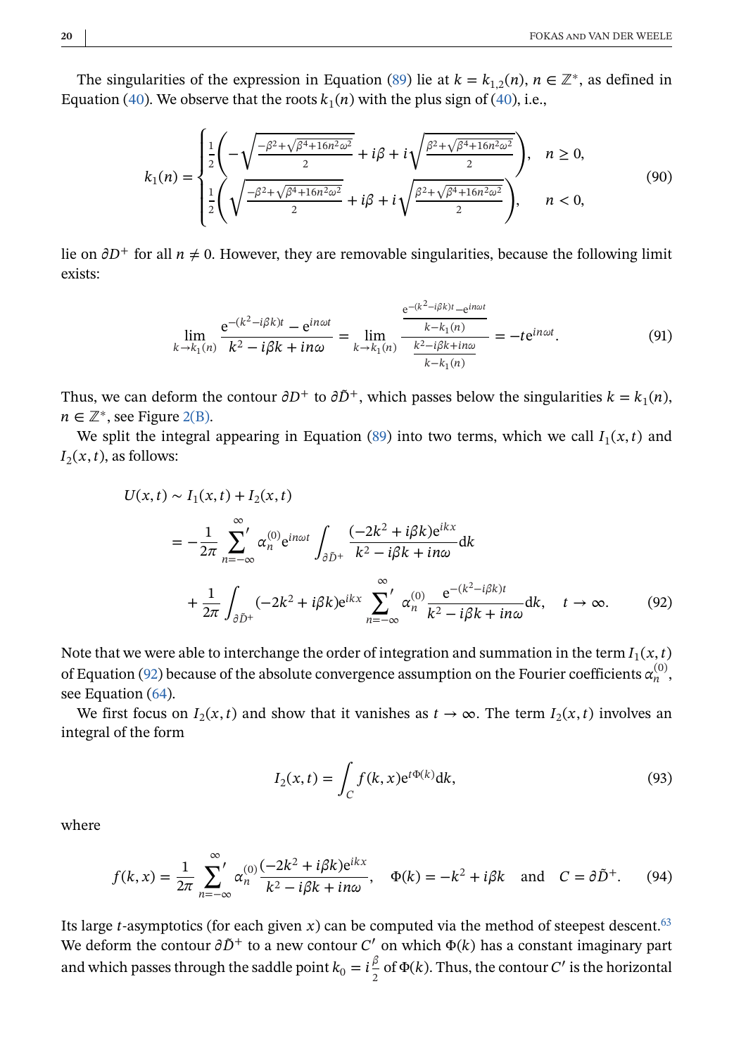The singularities of the expression in Equation (89) lie at $k = k_{1,2}(n)$, $n \in \mathbb{Z}^*$, as defined in Equation (40). We observe that the roots $k_1(n)$ with the plus sign of (40), i.e.,

$$k_1(n) = \begin{cases} \frac{1}{2}\left(-\sqrt{\frac{-\beta^2+\sqrt{\beta^4+16n^2\omega^2}}{2}} + i\beta + i\sqrt{\frac{\beta^2+\sqrt{\beta^4+16n^2\omega^2}}{2}}\right), & n \geq 0, \\ \frac{1}{2}\left(\sqrt{\frac{-\beta^2+\sqrt{\beta^4+16n^2\omega^2}}{2}} + i\beta + i\sqrt{\frac{\beta^2+\sqrt{\beta^4+16n^2\omega^2}}{2}}\right), & n < 0, \end{cases} \tag{90}$$

lie on $\partial D^+$ for all $n \neq 0$. However, they are removable singularities, because the following limit exists:

$$\lim_{k \to k_1(n)} \frac{\mathrm{e}^{-(k^2-i\beta k)t} - \mathrm{e}^{in\omega t}}{k^2 - i\beta k + in\omega} = \lim_{k \to k_1(n)} \frac{\frac{\mathrm{e}^{-(k^2-i\beta k)t} - \mathrm{e}^{in\omega t}}{k - k_1(n)}}{\frac{k^2 - i\beta k + in\omega}{k - k_1(n)}} = -t\mathrm{e}^{in\omega t}. \tag{91}$$

Thus, we can deform the contour $\partial D^+$ to $\partial\tilde{D}^+$, which passes below the singularities $k = k_1(n)$, $n \in \mathbb{Z}^*$, see Figure 2(B).

We split the integral appearing in Equation (89) into two terms, which we call $I_1(x,t)$ and $I_2(x,t)$, as follows:

$$\begin{aligned} U(x,t) &\sim I_1(x,t) + I_2(x,t) \\ &= -\frac{1}{2\pi} \sum_{n=-\infty}^{\infty}{}' \alpha_n^{(0)} \mathrm{e}^{in\omega t} \int_{\partial\tilde{D}^+} \frac{(-2k^2 + i\beta k)\mathrm{e}^{ikx}}{k^2 - i\beta k + in\omega} \mathrm{d}k \\ &\quad + \frac{1}{2\pi} \int_{\partial\tilde{D}^+} (-2k^2 + i\beta k)\mathrm{e}^{ikx} \sum_{n=-\infty}^{\infty}{}' \alpha_n^{(0)} \frac{\mathrm{e}^{-(k^2-i\beta k)t}}{k^2 - i\beta k + in\omega} \mathrm{d}k, \quad t \to \infty. \end{aligned} \tag{92}$$

Note that we were able to interchange the order of integration and summation in the term $I_1(x,t)$ of Equation (92) because of the absolute convergence assumption on the Fourier coefficients $\alpha_n^{(0)}$, see Equation (64).

We first focus on $I_2(x,t)$ and show that it vanishes as $t \to \infty$. The term $I_2(x,t)$ involves an integral of the form

$$I_2(x,t) = \int_C f(k,x)\mathrm{e}^{t\Phi(k)}\mathrm{d}k, \tag{93}$$

where

$$f(k,x) = \frac{1}{2\pi} \sum_{n=-\infty}^{\infty}{}' \alpha_n^{(0)} \frac{(-2k^2 + i\beta k)\mathrm{e}^{ikx}}{k^2 - i\beta k + in\omega}, \quad \Phi(k) = -k^2 + i\beta k \quad \text{and} \quad C = \partial\tilde{D}^+. \tag{94}$$

Its large $t$-asymptotics (for each given $x$) can be computed via the method of steepest descent.[63] We deform the contour $\partial\tilde{D}^+$ to a new contour $C'$ on which $\Phi(k)$ has a constant imaginary part and which passes through the saddle point $k_0 = i\frac{\beta}{2}$ of $\Phi(k)$. Thus, the contour $C'$ is the horizontal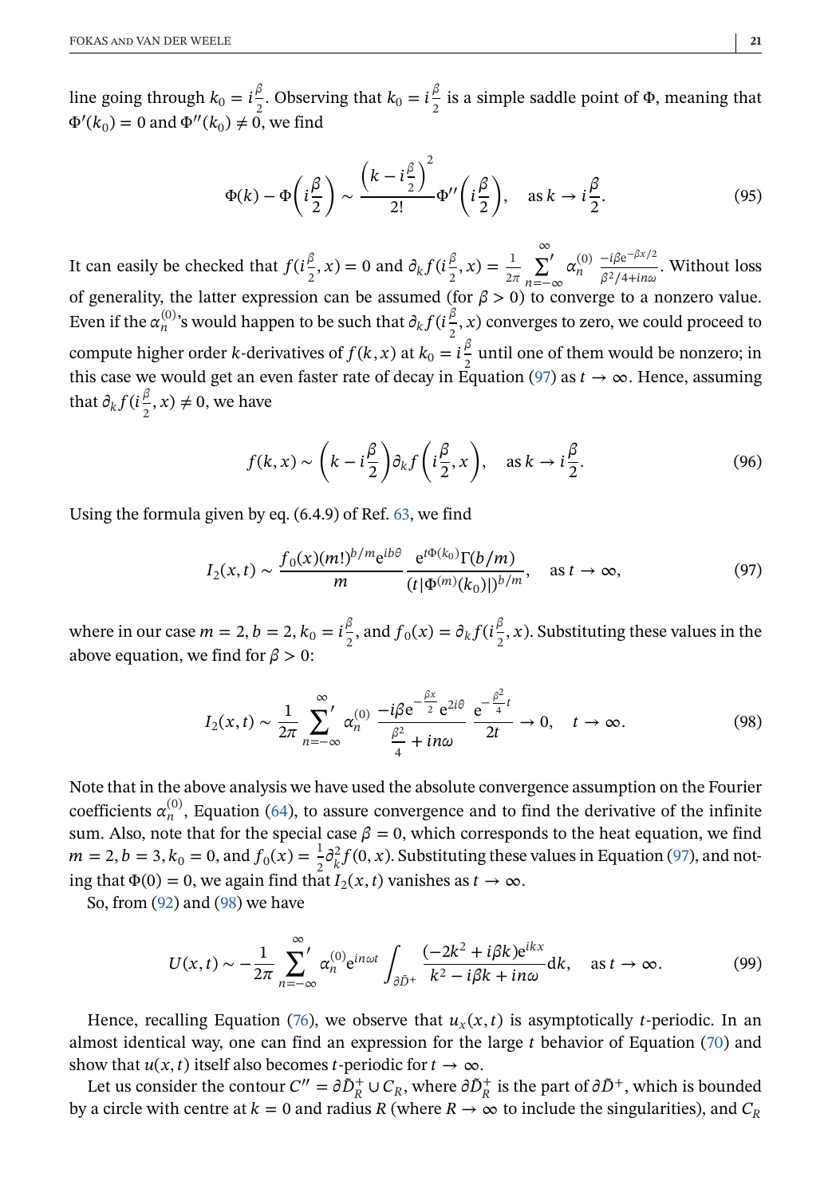line going through $k_0 = i\frac{\beta}{2}$. Observing that $k_0 = i\frac{\beta}{2}$ is a simple saddle point of $\Phi$, meaning that $\Phi'(k_0) = 0$ and $\Phi''(k_0) \neq 0$, we find

$$\Phi(k) - \Phi\left(i\frac{\beta}{2}\right) \sim \frac{\left(k - i\frac{\beta}{2}\right)^2}{2!}\Phi''\left(i\frac{\beta}{2}\right), \quad \text{as } k \to i\frac{\beta}{2}. \tag{95}$$

It can easily be checked that $f(i\frac{\beta}{2}, x) = 0$ and $\partial_k f(i\frac{\beta}{2}, x) = \frac{1}{2\pi}\sum_{n=-\infty}^{\infty}{}' \alpha_n^{(0)} \frac{-i\beta e^{-\beta x/2}}{\beta^2/4 + in\omega}$. Without loss of generality, the latter expression can be assumed (for $\beta > 0$) to converge to a nonzero value. Even if the $\alpha_n^{(0)}$'s would happen to be such that $\partial_k f(i\frac{\beta}{2}, x)$ converges to zero, we could proceed to compute higher order $k$-derivatives of $f(k, x)$ at $k_0 = i\frac{\beta}{2}$ until one of them would be nonzero; in this case we would get an even faster rate of decay in Equation (97) as $t \to \infty$. Hence, assuming that $\partial_k f(i\frac{\beta}{2}, x) \neq 0$, we have

$$f(k, x) \sim \left(k - i\frac{\beta}{2}\right)\partial_k f\left(i\frac{\beta}{2}, x\right), \quad \text{as } k \to i\frac{\beta}{2}. \tag{96}$$

Using the formula given by eq. (6.4.9) of Ref. 63, we find

$$I_2(x, t) \sim \frac{f_0(x)(m!)^{b/m} e^{ib\theta}}{m} \frac{e^{t\Phi(k_0)}\Gamma(b/m)}{(t|\Phi^{(m)}(k_0)|)^{b/m}}, \quad \text{as } t \to \infty, \tag{97}$$

where in our case $m = 2$, $b = 2$, $k_0 = i\frac{\beta}{2}$, and $f_0(x) = \partial_k f(i\frac{\beta}{2}, x)$. Substituting these values in the above equation, we find for $\beta > 0$:

$$I_2(x, t) \sim \frac{1}{2\pi}\sum_{n=-\infty}^{\infty}{}' \alpha_n^{(0)} \frac{-i\beta e^{-\frac{\beta x}{2}} e^{2i\theta}}{\frac{\beta^2}{4} + in\omega} \frac{e^{-\frac{\beta^2}{4}t}}{2t} \to 0, \quad t \to \infty. \tag{98}$$

Note that in the above analysis we have used the absolute convergence assumption on the Fourier coefficients $\alpha_n^{(0)}$, Equation (64), to assure convergence and to find the derivative of the infinite sum. Also, note that for the special case $\beta = 0$, which corresponds to the heat equation, we find $m = 2$, $b = 3$, $k_0 = 0$, and $f_0(x) = \frac{1}{2}\partial_k^2 f(0, x)$. Substituting these values in Equation (97), and noting that $\Phi(0) = 0$, we again find that $I_2(x, t)$ vanishes as $t \to \infty$.

So, from (92) and (98) we have

$$U(x, t) \sim -\frac{1}{2\pi}\sum_{n=-\infty}^{\infty}{}' \alpha_n^{(0)} e^{in\omega t} \int_{\partial\tilde{D}^+} \frac{(-2k^2 + i\beta k)e^{ikx}}{k^2 - i\beta k + in\omega} dk, \quad \text{as } t \to \infty. \tag{99}$$

Hence, recalling Equation (76), we observe that $u_x(x, t)$ is asymptotically $t$-periodic. In an almost identical way, one can find an expression for the large $t$ behavior of Equation (70) and show that $u(x, t)$ itself also becomes $t$-periodic for $t \to \infty$.

Let us consider the contour $C'' = \partial\tilde{D}_R^+ \cup C_R$, where $\partial\tilde{D}_R^+$ is the part of $\partial\tilde{D}^+$, which is bounded by a circle with centre at $k = 0$ and radius $R$ (where $R \to \infty$ to include the singularities), and $C_R$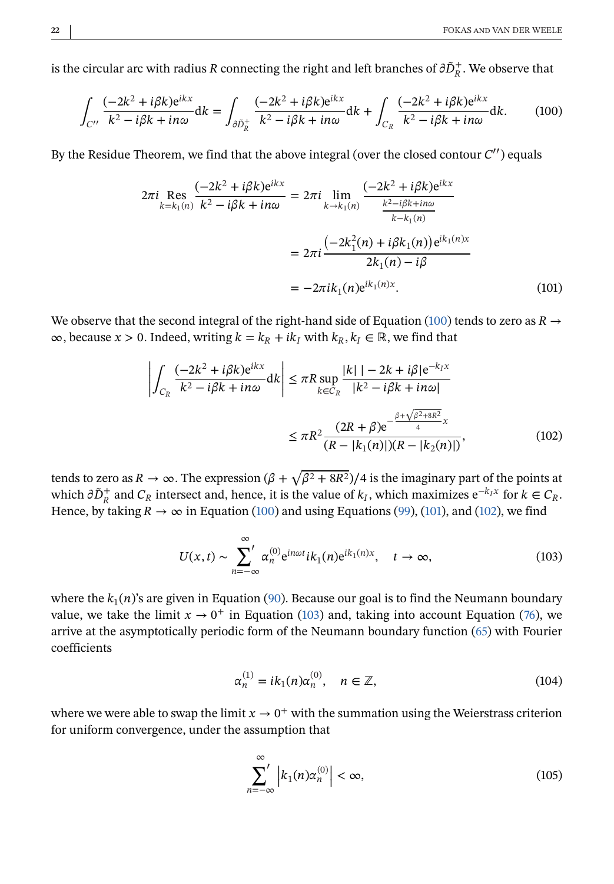is the circular arc with radius $R$ connecting the right and left branches of $\partial\tilde{D}_R^+$. We observe that

$$\int_{C''} \frac{(-2k^2 + i\beta k)e^{ikx}}{k^2 - i\beta k + in\omega} dk = \int_{\partial\tilde{D}_R^+} \frac{(-2k^2 + i\beta k)e^{ikx}}{k^2 - i\beta k + in\omega} dk + \int_{C_R} \frac{(-2k^2 + i\beta k)e^{ikx}}{k^2 - i\beta k + in\omega} dk. \tag{100}$$

By the Residue Theorem, we find that the above integral (over the closed contour $C''$) equals

$$\begin{aligned}
2\pi i \operatorname*{Res}_{k=k_1(n)} \frac{(-2k^2 + i\beta k)e^{ikx}}{k^2 - i\beta k + in\omega} &= 2\pi i \lim_{k \to k_1(n)} \frac{(-2k^2 + i\beta k)e^{ikx}}{\frac{k^2 - i\beta k + in\omega}{k - k_1(n)}} \\
&= 2\pi i \frac{\left(-2k_1^2(n) + i\beta k_1(n)\right)e^{ik_1(n)x}}{2k_1(n) - i\beta} \\
&= -2\pi i k_1(n) e^{ik_1(n)x}.
\end{aligned} \tag{101}$$

We observe that the second integral of the right-hand side of Equation (100) tends to zero as $R \to \infty$, because $x > 0$. Indeed, writing $k = k_R + ik_I$ with $k_R, k_I \in \mathbb{R}$, we find that

$$\begin{aligned}
\left| \int_{C_R} \frac{(-2k^2 + i\beta k)e^{ikx}}{k^2 - i\beta k + in\omega} dk \right| &\le \pi R \sup_{k \in C_R} \frac{|k|\,|-2k + i\beta|e^{-k_I x}}{|k^2 - i\beta k + in\omega|} \\
&\le \pi R^2 \frac{(2R + \beta)e^{-\frac{\beta + \sqrt{\beta^2 + 8R^2}}{4}x}}{(R - |k_1(n)|)(R - |k_2(n)|)},
\end{aligned} \tag{102}$$

tends to zero as $R \to \infty$. The expression $(\beta + \sqrt{\beta^2 + 8R^2})/4$ is the imaginary part of the points at which $\partial\tilde{D}_R^+$ and $C_R$ intersect and, hence, it is the value of $k_I$, which maximizes $e^{-k_I x}$ for $k \in C_R$. Hence, by taking $R \to \infty$ in Equation (100) and using Equations (99), (101), and (102), we find

$$U(x,t) \sim \sum_{n=-\infty}^{\infty}{}' \alpha_n^{(0)} e^{in\omega t} ik_1(n) e^{ik_1(n)x}, \quad t \to \infty, \tag{103}$$

where the $k_1(n)$'s are given in Equation (90). Because our goal is to find the Neumann boundary value, we take the limit $x \to 0^+$ in Equation (103) and, taking into account Equation (76), we arrive at the asymptotically periodic form of the Neumann boundary function (65) with Fourier coefficients

$$\alpha_n^{(1)} = ik_1(n)\alpha_n^{(0)}, \quad n \in \mathbb{Z}, \tag{104}$$

where we were able to swap the limit $x \to 0^+$ with the summation using the Weierstrass criterion for uniform convergence, under the assumption that

$$\sum_{n=-\infty}^{\infty}{}' \left| k_1(n)\alpha_n^{(0)} \right| < \infty, \tag{105}$$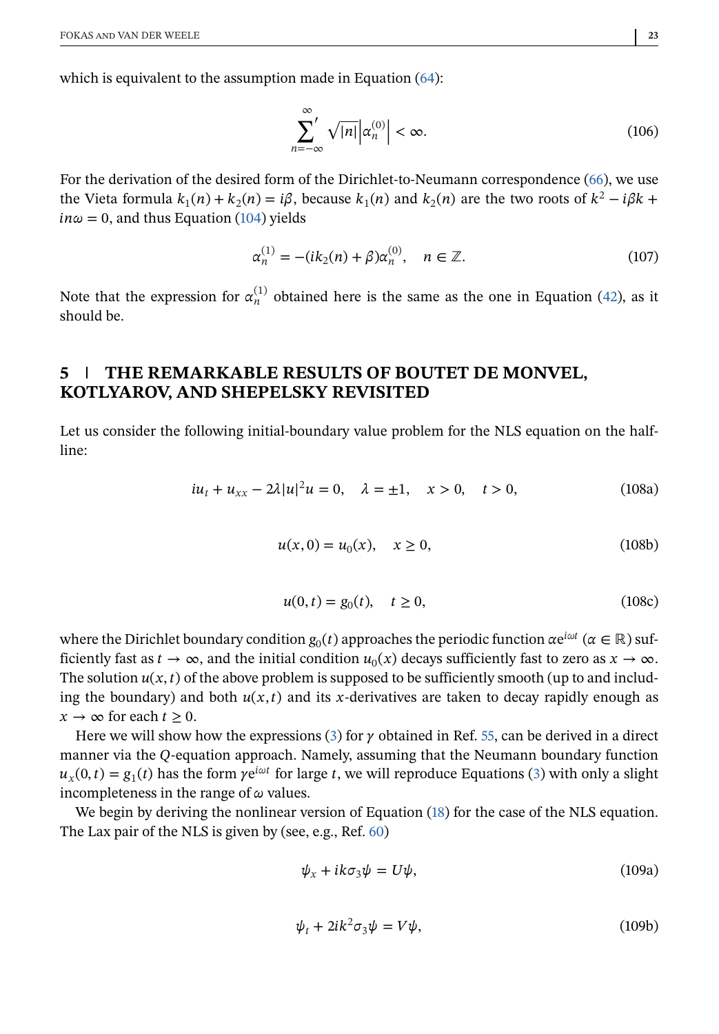which is equivalent to the assumption made in Equation (64):

$$\sum_{n=-\infty}^{\infty}{}' \sqrt{|n|}\left|\alpha_n^{(0)}\right| < \infty. \tag{106}$$

For the derivation of the desired form of the Dirichlet-to-Neumann correspondence (66), we use the Vieta formula $k_1(n) + k_2(n) = i\beta$, because $k_1(n)$ and $k_2(n)$ are the two roots of $k^2 - i\beta k + in\omega = 0$, and thus Equation (104) yields

$$\alpha_n^{(1)} = -(ik_2(n) + \beta)\alpha_n^{(0)}, \quad n \in \mathbb{Z}. \tag{107}$$

Note that the expression for $\alpha_n^{(1)}$ obtained here is the same as the one in Equation (42), as it should be.

## 5 | THE REMARKABLE RESULTS OF BOUTET DE MONVEL, KOTLYAROV, AND SHEPELSKY REVISITED

Let us consider the following initial-boundary value problem for the NLS equation on the half-line:

$$iu_t + u_{xx} - 2\lambda|u|^2 u = 0, \quad \lambda = \pm 1, \quad x > 0, \quad t > 0, \tag{108a}$$

$$u(x, 0) = u_0(x), \quad x \geq 0, \tag{108b}$$

$$u(0, t) = g_0(t), \quad t \geq 0, \tag{108c}$$

where the Dirichlet boundary condition $g_0(t)$ approaches the periodic function $\alpha e^{i\omega t}$ ($\alpha \in \mathbb{R}$) sufficiently fast as $t \to \infty$, and the initial condition $u_0(x)$ decays sufficiently fast to zero as $x \to \infty$. The solution $u(x, t)$ of the above problem is supposed to be sufficiently smooth (up to and including the boundary) and both $u(x, t)$ and its $x$-derivatives are taken to decay rapidly enough as $x \to \infty$ for each $t \geq 0$.

Here we will show how the expressions (3) for $\gamma$ obtained in Ref. 55, can be derived in a direct manner via the $Q$-equation approach. Namely, assuming that the Neumann boundary function $u_x(0, t) = g_1(t)$ has the form $\gamma e^{i\omega t}$ for large $t$, we will reproduce Equations (3) with only a slight incompleteness in the range of $\omega$ values.

We begin by deriving the nonlinear version of Equation (18) for the case of the NLS equation. The Lax pair of the NLS is given by (see, e.g., Ref. 60)

$$\psi_x + ik\sigma_3\psi = U\psi, \tag{109a}$$

$$\psi_t + 2ik^2\sigma_3\psi = V\psi, \tag{109b}$$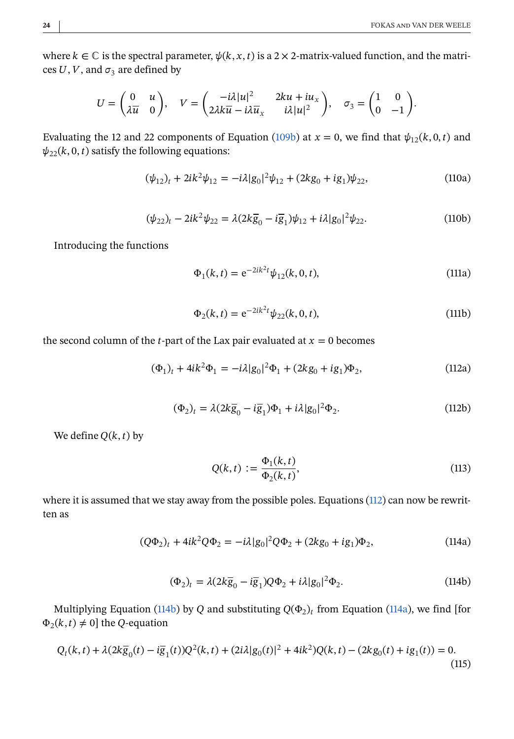where $k \in \mathbb{C}$ is the spectral parameter, $\psi(k, x, t)$ is a $2 \times 2$-matrix-valued function, and the matrices $U, V$, and $\sigma_3$ are defined by

$$U = \begin{pmatrix} 0 & u \\ \lambda \bar{u} & 0 \end{pmatrix}, \quad V = \begin{pmatrix} -i\lambda |u|^2 & 2ku + iu_x \\ 2\lambda k\bar{u} - i\lambda \bar{u}_x & i\lambda |u|^2 \end{pmatrix}, \quad \sigma_3 = \begin{pmatrix} 1 & 0 \\ 0 & -1 \end{pmatrix}.$$

Evaluating the 12 and 22 components of Equation (109b) at $x = 0$, we find that $\psi_{12}(k, 0, t)$ and $\psi_{22}(k, 0, t)$ satisfy the following equations:

$$(\psi_{12})_t + 2ik^2\psi_{12} = -i\lambda |g_0|^2 \psi_{12} + (2kg_0 + ig_1)\psi_{22}, \tag{110a}$$

$$(\psi_{22})_t - 2ik^2\psi_{22} = \lambda(2k\bar{g}_0 - i\bar{g}_1)\psi_{12} + i\lambda |g_0|^2 \psi_{22}. \tag{110b}$$

Introducing the functions

$$\Phi_1(k, t) = \mathrm{e}^{-2ik^2 t}\psi_{12}(k, 0, t), \tag{111a}$$

$$\Phi_2(k, t) = \mathrm{e}^{-2ik^2 t}\psi_{22}(k, 0, t), \tag{111b}$$

the second column of the $t$-part of the Lax pair evaluated at $x = 0$ becomes

$$(\Phi_1)_t + 4ik^2\Phi_1 = -i\lambda |g_0|^2 \Phi_1 + (2kg_0 + ig_1)\Phi_2, \tag{112a}$$

$$(\Phi_2)_t = \lambda(2k\bar{g}_0 - i\bar{g}_1)\Phi_1 + i\lambda |g_0|^2 \Phi_2. \tag{112b}$$

We define $Q(k, t)$ by

$$Q(k, t) := \frac{\Phi_1(k, t)}{\Phi_2(k, t)}, \tag{113}$$

where it is assumed that we stay away from the possible poles. Equations (112) can now be rewritten as

$$(Q\Phi_2)_t + 4ik^2 Q\Phi_2 = -i\lambda |g_0|^2 Q\Phi_2 + (2kg_0 + ig_1)\Phi_2, \tag{114a}$$

$$(\Phi_2)_t = \lambda(2k\bar{g}_0 - i\bar{g}_1)Q\Phi_2 + i\lambda |g_0|^2 \Phi_2. \tag{114b}$$

Multiplying Equation (114b) by $Q$ and substituting $Q(\Phi_2)_t$ from Equation (114a), we find [for $\Phi_2(k, t) \neq 0$] the $Q$-equation

$$Q_t(k, t) + \lambda(2k\bar{g}_0(t) - i\bar{g}_1(t))Q^2(k, t) + (2i\lambda |g_0(t)|^2 + 4ik^2)Q(k, t) - (2kg_0(t) + ig_1(t)) = 0. \tag{115}$$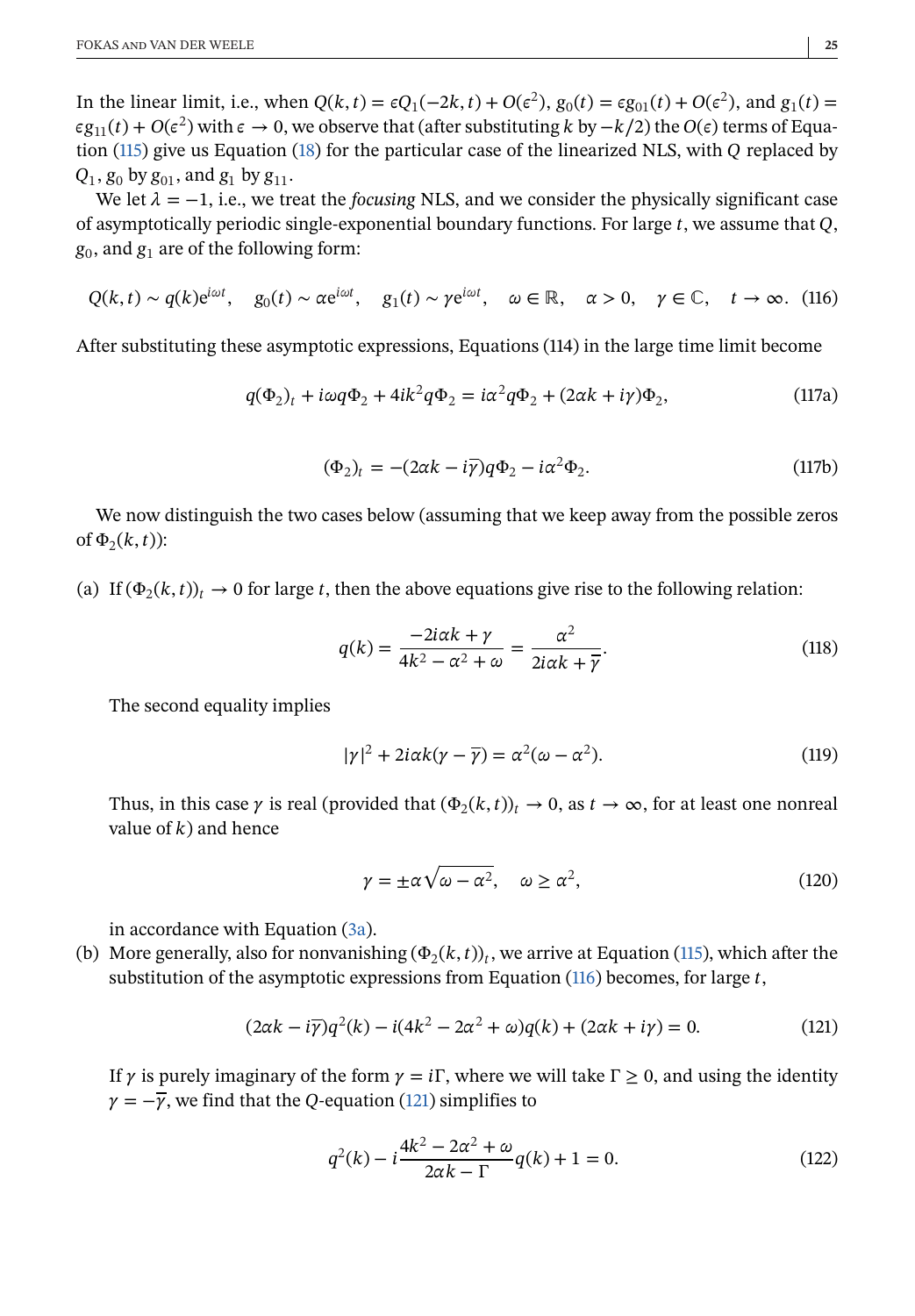In the linear limit, i.e., when $Q(k,t) = \epsilon Q_1(-2k,t) + O(\epsilon^2)$, $g_0(t) = \epsilon g_{01}(t) + O(\epsilon^2)$, and $g_1(t) = \epsilon g_{11}(t) + O(\epsilon^2)$ with $\epsilon \to 0$, we observe that (after substituting $k$ by $-k/2$) the $O(\epsilon)$ terms of Equation (115) give us Equation (18) for the particular case of the linearized NLS, with $Q$ replaced by $Q_1$, $g_0$ by $g_{01}$, and $g_1$ by $g_{11}$.

We let $\lambda = -1$, i.e., we treat the *focusing* NLS, and we consider the physically significant case of asymptotically periodic single-exponential boundary functions. For large $t$, we assume that $Q$, $g_0$, and $g_1$ are of the following form:

$$Q(k,t) \sim q(k)\mathrm{e}^{i\omega t}, \quad g_0(t) \sim \alpha \mathrm{e}^{i\omega t}, \quad g_1(t) \sim \gamma \mathrm{e}^{i\omega t}, \quad \omega \in \mathbb{R}, \quad \alpha > 0, \quad \gamma \in \mathbb{C}, \quad t \to \infty. \tag{116}$$

After substituting these asymptotic expressions, Equations (114) in the large time limit become

$$q(\Phi_2)_t + i\omega q\Phi_2 + 4ik^2 q\Phi_2 = i\alpha^2 q\Phi_2 + (2\alpha k + i\gamma)\Phi_2, \tag{117a}$$

$$(\Phi_2)_t = -(2\alpha k - i\overline{\gamma})q\Phi_2 - i\alpha^2\Phi_2. \tag{117b}$$

We now distinguish the two cases below (assuming that we keep away from the possible zeros of $\Phi_2(k,t)$):

(a) If $(\Phi_2(k,t))_t \to 0$ for large $t$, then the above equations give rise to the following relation:

$$q(k) = \frac{-2i\alpha k + \gamma}{4k^2 - \alpha^2 + \omega} = \frac{\alpha^2}{2i\alpha k + \overline{\gamma}}. \tag{118}$$

The second equality implies

$$|\gamma|^2 + 2i\alpha k(\gamma - \overline{\gamma}) = \alpha^2(\omega - \alpha^2). \tag{119}$$

Thus, in this case $\gamma$ is real (provided that $(\Phi_2(k,t))_t \to 0$, as $t \to \infty$, for at least one nonreal value of $k$) and hence

$$\gamma = \pm\alpha\sqrt{\omega - \alpha^2}, \quad \omega \geq \alpha^2, \tag{120}$$

in accordance with Equation (3a).

(b) More generally, also for nonvanishing $(\Phi_2(k,t))_t$, we arrive at Equation (115), which after the substitution of the asymptotic expressions from Equation (116) becomes, for large $t$,

$$(2\alpha k - i\overline{\gamma})q^2(k) - i(4k^2 - 2\alpha^2 + \omega)q(k) + (2\alpha k + i\gamma) = 0. \tag{121}$$

If $\gamma$ is purely imaginary of the form $\gamma = i\Gamma$, where we will take $\Gamma \geq 0$, and using the identity $\gamma = -\overline{\gamma}$, we find that the $Q$-equation (121) simplifies to

$$q^2(k) - i\frac{4k^2 - 2\alpha^2 + \omega}{2\alpha k - \Gamma}q(k) + 1 = 0. \tag{122}$$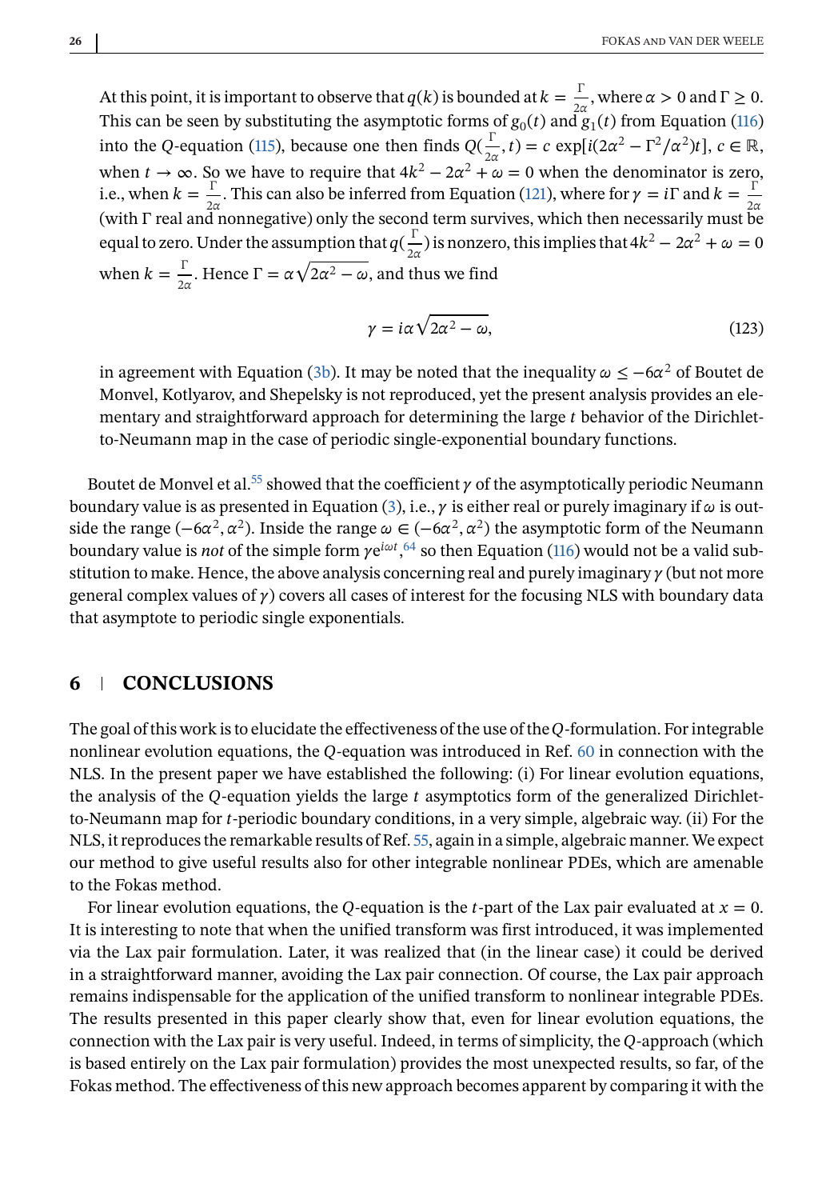At this point, it is important to observe that $q(k)$ is bounded at $k = \frac{\Gamma}{2\alpha}$, where $\alpha > 0$ and $\Gamma \geq 0$. This can be seen by substituting the asymptotic forms of $g_0(t)$ and $g_1(t)$ from Equation (116) into the $Q$-equation (115), because one then finds $Q(\frac{\Gamma}{2\alpha}, t) = c \exp[i(2\alpha^2 - \Gamma^2/\alpha^2)t]$, $c \in \mathbb{R}$, when $t \to \infty$. So we have to require that $4k^2 - 2\alpha^2 + \omega = 0$ when the denominator is zero, i.e., when $k = \frac{\Gamma}{2\alpha}$. This can also be inferred from Equation (121), where for $\gamma = i\Gamma$ and $k = \frac{\Gamma}{2\alpha}$ (with $\Gamma$ real and nonnegative) only the second term survives, which then necessarily must be equal to zero. Under the assumption that $q(\frac{\Gamma}{2\alpha})$ is nonzero, this implies that $4k^2 - 2\alpha^2 + \omega = 0$ when $k = \frac{\Gamma}{2\alpha}$. Hence $\Gamma = \alpha\sqrt{2\alpha^2 - \omega}$, and thus we find

$$\gamma = i\alpha\sqrt{2\alpha^2 - \omega}, \tag{123}$$

in agreement with Equation (3b). It may be noted that the inequality $\omega \leq -6\alpha^2$ of Boutet de Monvel, Kotlyarov, and Shepelsky is not reproduced, yet the present analysis provides an elementary and straightforward approach for determining the large $t$ behavior of the Dirichlet-to-Neumann map in the case of periodic single-exponential boundary functions.

Boutet de Monvel et al.[55] showed that the coefficient $\gamma$ of the asymptotically periodic Neumann boundary value is as presented in Equation (3), i.e., $\gamma$ is either real or purely imaginary if $\omega$ is outside the range $(-6\alpha^2, \alpha^2)$. Inside the range $\omega \in (-6\alpha^2, \alpha^2)$ the asymptotic form of the Neumann boundary value is *not* of the simple form $\gamma e^{i\omega t}$,[64] so then Equation (116) would not be a valid substitution to make. Hence, the above analysis concerning real and purely imaginary $\gamma$ (but not more general complex values of $\gamma$) covers all cases of interest for the focusing NLS with boundary data that asymptote to periodic single exponentials.

## 6 | CONCLUSIONS

The goal of this work is to elucidate the effectiveness of the use of the $Q$-formulation. For integrable nonlinear evolution equations, the $Q$-equation was introduced in Ref. 60 in connection with the NLS. In the present paper we have established the following: (i) For linear evolution equations, the analysis of the $Q$-equation yields the large $t$ asymptotics form of the generalized Dirichlet-to-Neumann map for $t$-periodic boundary conditions, in a very simple, algebraic way. (ii) For the NLS, it reproduces the remarkable results of Ref. 55, again in a simple, algebraic manner. We expect our method to give useful results also for other integrable nonlinear PDEs, which are amenable to the Fokas method.

For linear evolution equations, the $Q$-equation is the $t$-part of the Lax pair evaluated at $x = 0$. It is interesting to note that when the unified transform was first introduced, it was implemented via the Lax pair formulation. Later, it was realized that (in the linear case) it could be derived in a straightforward manner, avoiding the Lax pair connection. Of course, the Lax pair approach remains indispensable for the application of the unified transform to nonlinear integrable PDEs. The results presented in this paper clearly show that, even for linear evolution equations, the connection with the Lax pair is very useful. Indeed, in terms of simplicity, the $Q$-approach (which is based entirely on the Lax pair formulation) provides the most unexpected results, so far, of the Fokas method. The effectiveness of this new approach becomes apparent by comparing it with the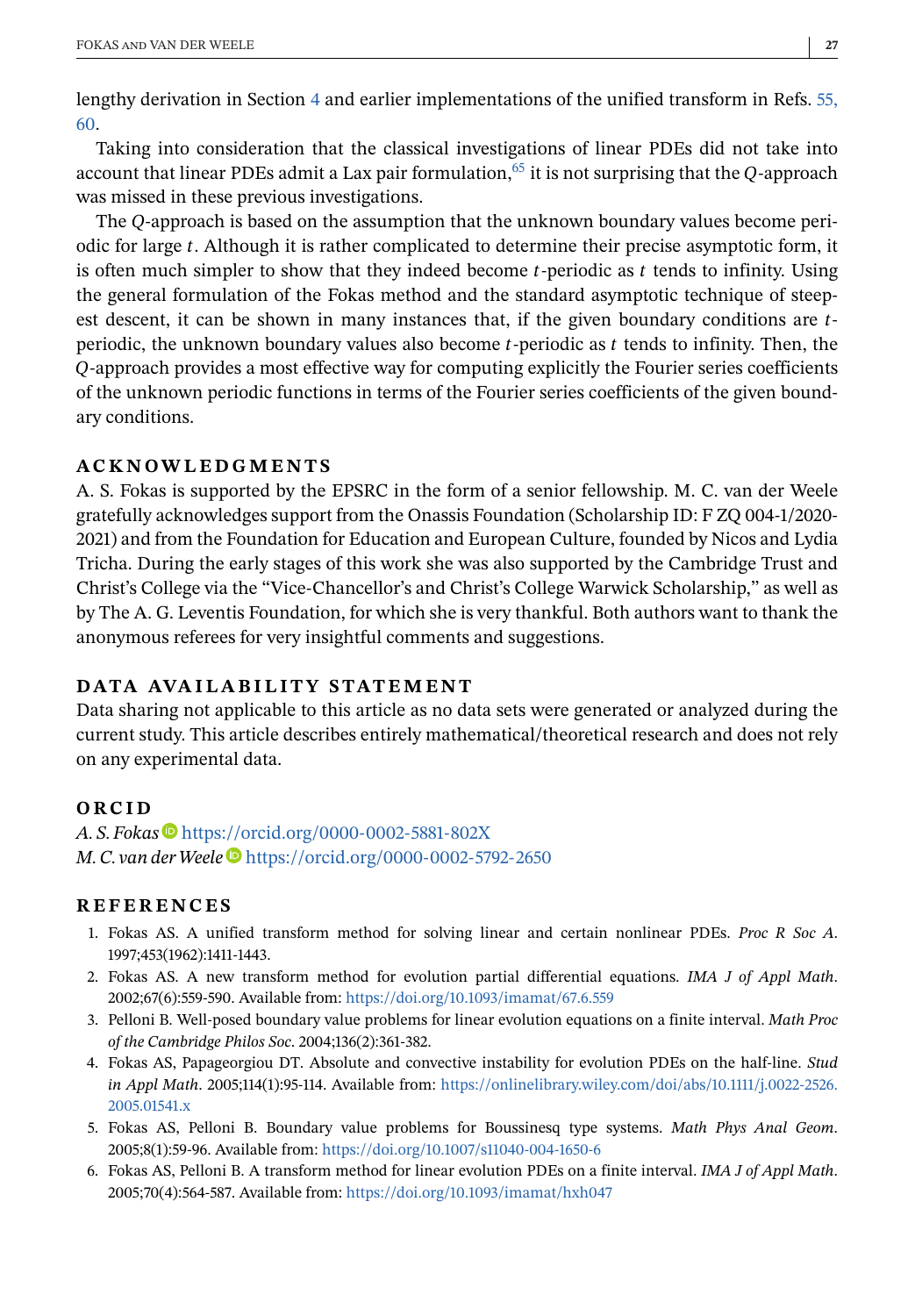lengthy derivation in Section 4 and earlier implementations of the unified transform in Refs. 55, 60.

Taking into consideration that the classical investigations of linear PDEs did not take into account that linear PDEs admit a Lax pair formulation,[65] it is not surprising that the $Q$-approach was missed in these previous investigations.

The $Q$-approach is based on the assumption that the unknown boundary values become periodic for large $t$. Although it is rather complicated to determine their precise asymptotic form, it is often much simpler to show that they indeed become $t$-periodic as $t$ tends to infinity. Using the general formulation of the Fokas method and the standard asymptotic technique of steepest descent, it can be shown in many instances that, if the given boundary conditions are $t$-periodic, the unknown boundary values also become $t$-periodic as $t$ tends to infinity. Then, the $Q$-approach provides a most effective way for computing explicitly the Fourier series coefficients of the unknown periodic functions in terms of the Fourier series coefficients of the given boundary conditions.

## ACKNOWLEDGMENTS

A. S. Fokas is supported by the EPSRC in the form of a senior fellowship. M. C. van der Weele gratefully acknowledges support from the Onassis Foundation (Scholarship ID: F ZQ 004-1/2020-2021) and from the Foundation for Education and European Culture, founded by Nicos and Lydia Tricha. During the early stages of this work she was also supported by the Cambridge Trust and Christ's College via the "Vice-Chancellor's and Christ's College Warwick Scholarship," as well as by The A. G. Leventis Foundation, for which she is very thankful. Both authors want to thank the anonymous referees for very insightful comments and suggestions.

## DATA AVAILABILITY STATEMENT

Data sharing not applicable to this article as no data sets were generated or analyzed during the current study. This article describes entirely mathematical/theoretical research and does not rely on any experimental data.

## ORCID

*A. S. Fokas* https://orcid.org/0000-0002-5881-802X
*M. C. van der Weele* https://orcid.org/0000-0002-5792-2650

## REFERENCES

1. Fokas AS. A unified transform method for solving linear and certain nonlinear PDEs. *Proc R Soc A*. 1997;453(1962):1411-1443.
2. Fokas AS. A new transform method for evolution partial differential equations. *IMA J of Appl Math*. 2002;67(6):559-590. Available from: https://doi.org/10.1093/imamat/67.6.559
3. Pelloni B. Well-posed boundary value problems for linear evolution equations on a finite interval. *Math Proc of the Cambridge Philos Soc*. 2004;136(2):361-382.
4. Fokas AS, Papageorgiou DT. Absolute and convective instability for evolution PDEs on the half-line. *Stud in Appl Math*. 2005;114(1):95-114. Available from: https://onlinelibrary.wiley.com/doi/abs/10.1111/j.0022-2526.2005.01541.x
5. Fokas AS, Pelloni B. Boundary value problems for Boussinesq type systems. *Math Phys Anal Geom*. 2005;8(1):59-96. Available from: https://doi.org/10.1007/s11040-004-1650-6
6. Fokas AS, Pelloni B. A transform method for linear evolution PDEs on a finite interval. *IMA J of Appl Math*. 2005;70(4):564-587. Available from: https://doi.org/10.1093/imamat/hxh047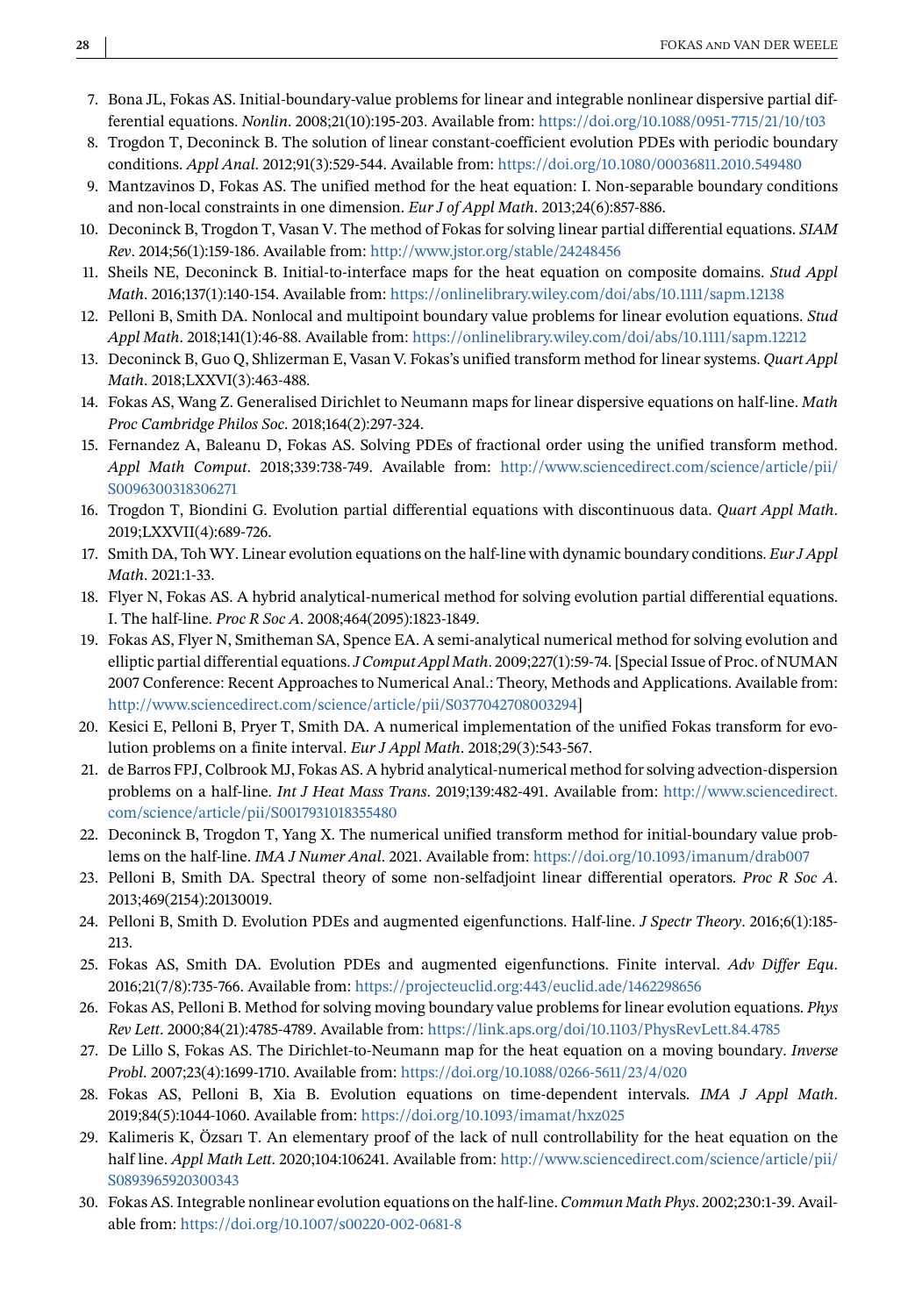7. Bona JL, Fokas AS. Initial-boundary-value problems for linear and integrable nonlinear dispersive partial differential equations. *Nonlin*. 2008;21(10):195-203. Available from: https://doi.org/10.1088/0951-7715/21/10/t03
8. Trogdon T, Deconinck B. The solution of linear constant-coefficient evolution PDEs with periodic boundary conditions. *Appl Anal*. 2012;91(3):529-544. Available from: https://doi.org/10.1080/00036811.2010.549480
9. Mantzavinos D, Fokas AS. The unified method for the heat equation: I. Non-separable boundary conditions and non-local constraints in one dimension. *Eur J of Appl Math*. 2013;24(6):857-886.
10. Deconinck B, Trogdon T, Vasan V. The method of Fokas for solving linear partial differential equations. *SIAM Rev*. 2014;56(1):159-186. Available from: http://www.jstor.org/stable/24248456
11. Sheils NE, Deconinck B. Initial-to-interface maps for the heat equation on composite domains. *Stud Appl Math*. 2016;137(1):140-154. Available from: https://onlinelibrary.wiley.com/doi/abs/10.1111/sapm.12138
12. Pelloni B, Smith DA. Nonlocal and multipoint boundary value problems for linear evolution equations. *Stud Appl Math*. 2018;141(1):46-88. Available from: https://onlinelibrary.wiley.com/doi/abs/10.1111/sapm.12212
13. Deconinck B, Guo Q, Shlizerman E, Vasan V. Fokas's unified transform method for linear systems. *Quart Appl Math*. 2018;LXXVI(3):463-488.
14. Fokas AS, Wang Z. Generalised Dirichlet to Neumann maps for linear dispersive equations on half-line. *Math Proc Cambridge Philos Soc*. 2018;164(2):297-324.
15. Fernandez A, Baleanu D, Fokas AS. Solving PDEs of fractional order using the unified transform method. *Appl Math Comput*. 2018;339:738-749. Available from: http://www.sciencedirect.com/science/article/pii/S0096300318306271
16. Trogdon T, Biondini G. Evolution partial differential equations with discontinuous data. *Quart Appl Math*. 2019;LXXVII(4):689-726.
17. Smith DA, Toh WY. Linear evolution equations on the half-line with dynamic boundary conditions. *Eur J Appl Math*. 2021:1-33.
18. Flyer N, Fokas AS. A hybrid analytical-numerical method for solving evolution partial differential equations. I. The half-line. *Proc R Soc A*. 2008;464(2095):1823-1849.
19. Fokas AS, Flyer N, Smitheman SA, Spence EA. A semi-analytical numerical method for solving evolution and elliptic partial differential equations. *J Comput Appl Math*. 2009;227(1):59-74. [Special Issue of Proc. of NUMAN 2007 Conference: Recent Approaches to Numerical Anal.: Theory, Methods and Applications. Available from: http://www.sciencedirect.com/science/article/pii/S0377042708003294]
20. Kesici E, Pelloni B, Pryer T, Smith DA. A numerical implementation of the unified Fokas transform for evolution problems on a finite interval. *Eur J Appl Math*. 2018;29(3):543-567.
21. de Barros FPJ, Colbrook MJ, Fokas AS. A hybrid analytical-numerical method for solving advection-dispersion problems on a half-line. *Int J Heat Mass Trans*. 2019;139:482-491. Available from: http://www.sciencedirect.com/science/article/pii/S0017931018355480
22. Deconinck B, Trogdon T, Yang X. The numerical unified transform method for initial-boundary value problems on the half-line. *IMA J Numer Anal*. 2021. Available from: https://doi.org/10.1093/imanum/drab007
23. Pelloni B, Smith DA. Spectral theory of some non-selfadjoint linear differential operators. *Proc R Soc A*. 2013;469(2154):20130019.
24. Pelloni B, Smith D. Evolution PDEs and augmented eigenfunctions. Half-line. *J Spectr Theory*. 2016;6(1):185-213.
25. Fokas AS, Smith DA. Evolution PDEs and augmented eigenfunctions. Finite interval. *Adv Differ Equ*. 2016;21(7/8):735-766. Available from: https://projecteuclid.org:443/euclid.ade/1462298656
26. Fokas AS, Pelloni B. Method for solving moving boundary value problems for linear evolution equations. *Phys Rev Lett*. 2000;84(21):4785-4789. Available from: https://link.aps.org/doi/10.1103/PhysRevLett.84.4785
27. De Lillo S, Fokas AS. The Dirichlet-to-Neumann map for the heat equation on a moving boundary. *Inverse Probl*. 2007;23(4):1699-1710. Available from: https://doi.org/10.1088/0266-5611/23/4/020
28. Fokas AS, Pelloni B, Xia B. Evolution equations on time-dependent intervals. *IMA J Appl Math*. 2019;84(5):1044-1060. Available from: https://doi.org/10.1093/imamat/hxz025
29. Kalimeris K, Özsarı T. An elementary proof of the lack of null controllability for the heat equation on the half line. *Appl Math Lett*. 2020;104:106241. Available from: http://www.sciencedirect.com/science/article/pii/S0893965920300343
30. Fokas AS. Integrable nonlinear evolution equations on the half-line. *Commun Math Phys*. 2002;230:1-39. Available from: https://doi.org/10.1007/s00220-002-0681-8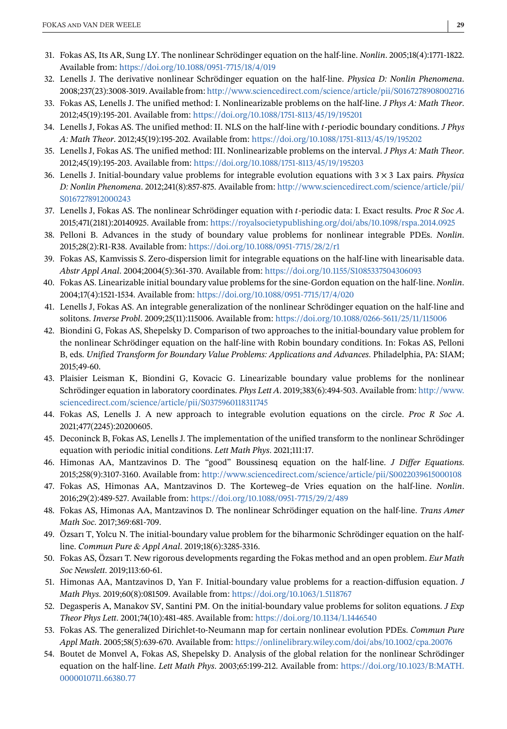31. Fokas AS, Its AR, Sung LY. The nonlinear Schrödinger equation on the half-line. *Nonlin*. 2005;18(4):1771-1822. Available from: https://doi.org/10.1088/0951-7715/18/4/019
32. Lenells J. The derivative nonlinear Schrödinger equation on the half-line. *Physica D: Nonlin Phenomena*. 2008;237(23):3008-3019. Available from: http://www.sciencedirect.com/science/article/pii/S0167278908002716
33. Fokas AS, Lenells J. The unified method: I. Nonlinearizable problems on the half-line. *J Phys A: Math Theor*. 2012;45(19):195-201. Available from: https://doi.org/10.1088/1751-8113/45/19/195201
34. Lenells J, Fokas AS. The unified method: II. NLS on the half-line with $t$-periodic boundary conditions. *J Phys A: Math Theor*. 2012;45(19):195-202. Available from: https://doi.org/10.1088/1751-8113/45/19/195202
35. Lenells J, Fokas AS. The unified method: III. Nonlinearizable problems on the interval. *J Phys A: Math Theor*. 2012;45(19):195-203. Available from: https://doi.org/10.1088/1751-8113/45/19/195203
36. Lenells J. Initial-boundary value problems for integrable evolution equations with $3 \times 3$ Lax pairs. *Physica D: Nonlin Phenomena*. 2012;241(8):857-875. Available from: http://www.sciencedirect.com/science/article/pii/S0167278912000243
37. Lenells J, Fokas AS. The nonlinear Schrödinger equation with $t$-periodic data: I. Exact results. *Proc R Soc A*. 2015;471(2181):20140925. Available from: https://royalsocietypublishing.org/doi/abs/10.1098/rspa.2014.0925
38. Pelloni B. Advances in the study of boundary value problems for nonlinear integrable PDEs. *Nonlin*. 2015;28(2):R1-R38. Available from: https://doi.org/10.1088/0951-7715/28/2/r1
39. Fokas AS, Kamvissis S. Zero-dispersion limit for integrable equations on the half-line with linearisable data. *Abstr Appl Anal*. 2004;2004(5):361-370. Available from: https://doi.org/10.1155/S1085337504306093
40. Fokas AS. Linearizable initial boundary value problems for the sine-Gordon equation on the half-line. *Nonlin*. 2004;17(4):1521-1534. Available from: https://doi.org/10.1088/0951-7715/17/4/020
41. Lenells J, Fokas AS. An integrable generalization of the nonlinear Schrödinger equation on the half-line and solitons. *Inverse Probl*. 2009;25(11):115006. Available from: https://doi.org/10.1088/0266-5611/25/11/115006
42. Biondini G, Fokas AS, Shepelsky D. Comparison of two approaches to the initial-boundary value problem for the nonlinear Schrödinger equation on the half-line with Robin boundary conditions. In: Fokas AS, Pelloni B, eds. *Unified Transform for Boundary Value Problems: Applications and Advances*. Philadelphia, PA: SIAM; 2015;49-60.
43. Plaisier Leisman K, Biondini G, Kovacic G. Linearizable boundary value problems for the nonlinear Schrödinger equation in laboratory coordinates. *Phys Lett A*. 2019;383(6):494-503. Available from: http://www.sciencedirect.com/science/article/pii/S0375960118311745
44. Fokas AS, Lenells J. A new approach to integrable evolution equations on the circle. *Proc R Soc A*. 2021;477(2245):20200605.
45. Deconinck B, Fokas AS, Lenells J. The implementation of the unified transform to the nonlinear Schrödinger equation with periodic initial conditions. *Lett Math Phys*. 2021;111:17.
46. Himonas AA, Mantzavinos D. The "good" Boussinesq equation on the half-line. *J Differ Equations*. 2015;258(9):3107-3160. Available from: http://www.sciencedirect.com/science/article/pii/S0022039615000108
47. Fokas AS, Himonas AA, Mantzavinos D. The Korteweg–de Vries equation on the half-line. *Nonlin*. 2016;29(2):489-527. Available from: https://doi.org/10.1088/0951-7715/29/2/489
48. Fokas AS, Himonas AA, Mantzavinos D. The nonlinear Schrödinger equation on the half-line. *Trans Amer Math Soc*. 2017;369:681-709.
49. Özsarı T, Yolcu N. The initial-boundary value problem for the biharmonic Schrödinger equation on the half-line. *Commun Pure & Appl Anal*. 2019;18(6):3285-3316.
50. Fokas AS, Özsarı T. New rigorous developments regarding the Fokas method and an open problem. *Eur Math Soc Newslett*. 2019;113:60-61.
51. Himonas AA, Mantzavinos D, Yan F. Initial-boundary value problems for a reaction-diffusion equation. *J Math Phys*. 2019;60(8):081509. Available from: https://doi.org/10.1063/1.5118767
52. Degasperis A, Manakov SV, Santini PM. On the initial-boundary value problems for soliton equations. *J Exp Theor Phys Lett*. 2001;74(10):481-485. Available from: https://doi.org/10.1134/1.1446540
53. Fokas AS. The generalized Dirichlet-to-Neumann map for certain nonlinear evolution PDEs. *Commun Pure Appl Math*. 2005;58(5):639-670. Available from: https://onlinelibrary.wiley.com/doi/abs/10.1002/cpa.20076
54. Boutet de Monvel A, Fokas AS, Shepelsky D. Analysis of the global relation for the nonlinear Schrödinger equation on the half-line. *Lett Math Phys*. 2003;65:199-212. Available from: https://doi.org/10.1023/B:MATH.0000010711.66380.77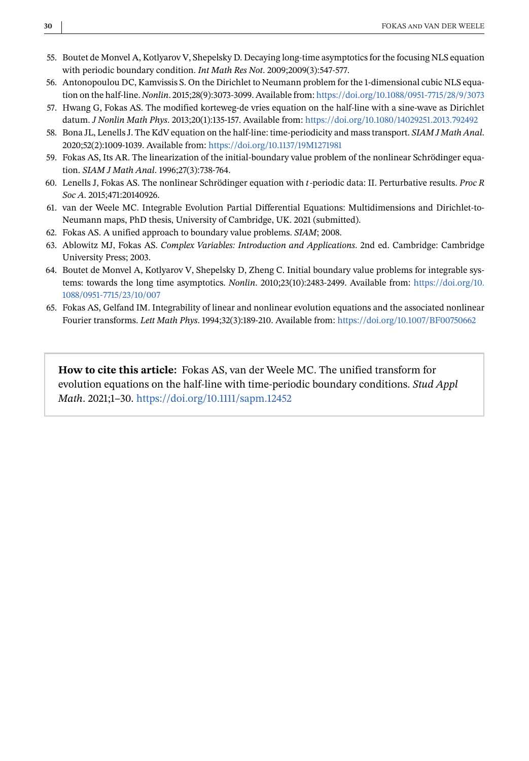55. Boutet de Monvel A, Kotlyarov V, Shepelsky D. Decaying long-time asymptotics for the focusing NLS equation with periodic boundary condition. *Int Math Res Not*. 2009;2009(3):547-577.
56. Antonopoulou DC, Kamvissis S. On the Dirichlet to Neumann problem for the 1-dimensional cubic NLS equation on the half-line. *Nonlin*. 2015;28(9):3073-3099. Available from: https://doi.org/10.1088/0951-7715/28/9/3073
57. Hwang G, Fokas AS. The modified korteweg-de vries equation on the half-line with a sine-wave as Dirichlet datum. *J Nonlin Math Phys*. 2013;20(1):135-157. Available from: https://doi.org/10.1080/14029251.2013.792492
58. Bona JL, Lenells J. The KdV equation on the half-line: time-periodicity and mass transport. *SIAM J Math Anal*. 2020;52(2):1009-1039. Available from: https://doi.org/10.1137/19M1271981
59. Fokas AS, Its AR. The linearization of the initial-boundary value problem of the nonlinear Schrödinger equation. *SIAM J Math Anal*. 1996;27(3):738-764.
60. Lenells J, Fokas AS. The nonlinear Schrödinger equation with $t$-periodic data: II. Perturbative results. *Proc R Soc A*. 2015;471:20140926.
61. van der Weele MC. Integrable Evolution Partial Differential Equations: Multidimensions and Dirichlet-to-Neumann maps, PhD thesis, University of Cambridge, UK. 2021 (submitted).
62. Fokas AS. A unified approach to boundary value problems. *SIAM*; 2008.
63. Ablowitz MJ, Fokas AS. *Complex Variables: Introduction and Applications*. 2nd ed. Cambridge: Cambridge University Press; 2003.
64. Boutet de Monvel A, Kotlyarov V, Shepelsky D, Zheng C. Initial boundary value problems for integrable systems: towards the long time asymptotics. *Nonlin*. 2010;23(10):2483-2499. Available from: https://doi.org/10.1088/0951-7715/23/10/007
65. Fokas AS, Gelfand IM. Integrability of linear and nonlinear evolution equations and the associated nonlinear Fourier transforms. *Lett Math Phys*. 1994;32(3):189-210. Available from: https://doi.org/10.1007/BF00750662

**How to cite this article:** Fokas AS, van der Weele MC. The unified transform for evolution equations on the half-line with time-periodic boundary conditions. *Stud Appl Math*. 2021;1–30. https://doi.org/10.1111/sapm.12452